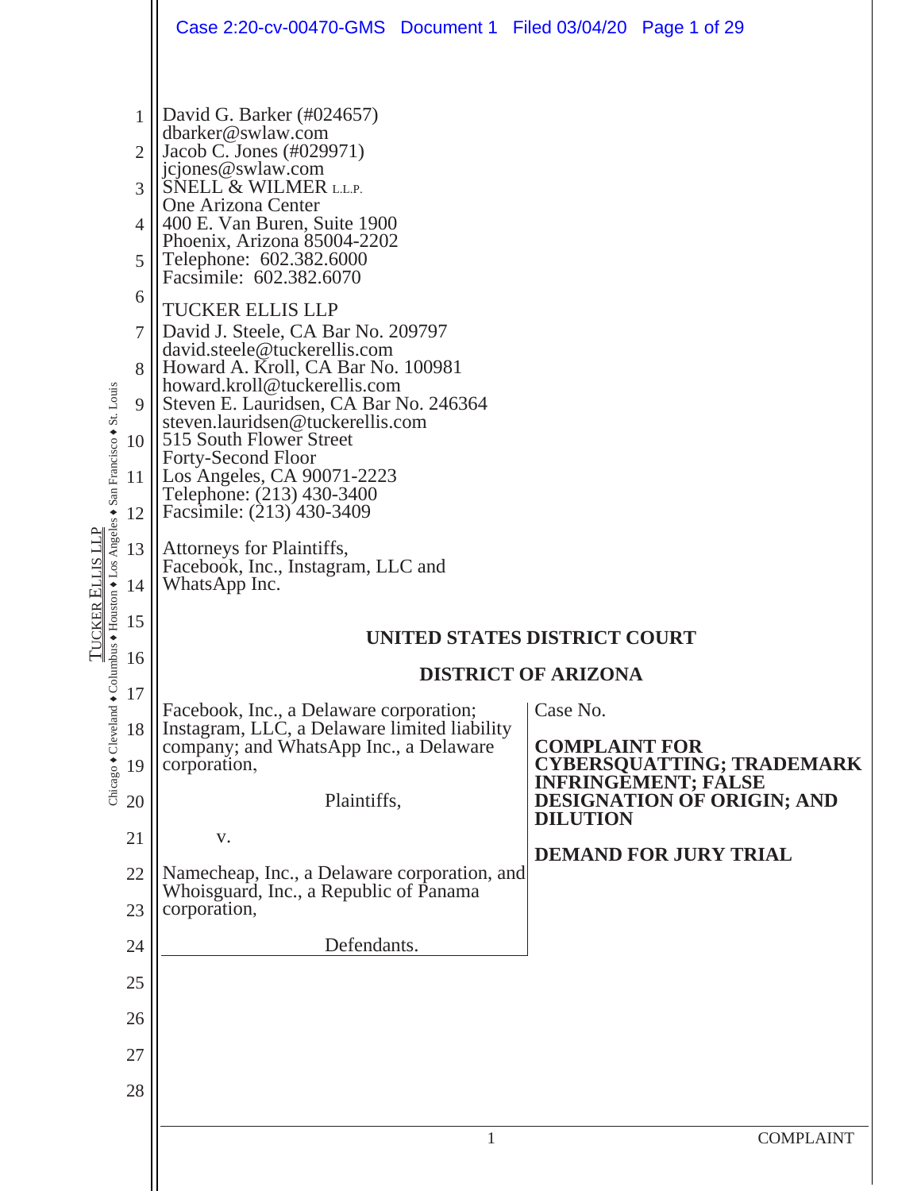David G. Barker (#024657)
dbarker@swlaw.com
Jacob C. Jones (#029971)
jcjones@swlaw.com
SNELL & WILMER L.L.P.
One Arizona Center
400 E. Van Buren, Suite 1900
Phoenix, Arizona 85004-2202
Telephone: 602.382.6000
Facsimile: 602.382.6070

TUCKER ELLIS LLP
David J. Steele, CA Bar No. 209797
david.steele@tuckerellis.com
Howard A. Kroll, CA Bar No. 100981
howard.kroll@tuckerellis.com
Steven E. Lauridsen, CA Bar No. 246364
steven.lauridsen@tuckerellis.com
515 South Flower Street
Forty-Second Floor
Los Angeles, CA 90071-2223
Telephone: (213) 430-3400
Facsimile: (213) 430-3409

Attorneys for Plaintiffs,
Facebook, Inc., Instagram, LLC and
WhatsApp Inc.

**UNITED STATES DISTRICT COURT**

**DISTRICT OF ARIZONA**

| | |
|---|---|
| Facebook, Inc., a Delaware corporation; Instagram, LLC, a Delaware limited liability company; and WhatsApp Inc., a Delaware corporation,<br><br>Plaintiffs,<br><br>v.<br><br>Namecheap, Inc., a Delaware corporation, and Whoisguard, Inc., a Republic of Panama corporation,<br><br>Defendants. | Case No.<br><br>**COMPLAINT FOR CYBERSQUATTING; TRADEMARK INFRINGEMENT; FALSE DESIGNATION OF ORIGIN; AND DILUTION**<br><br>**DEMAND FOR JURY TRIAL** |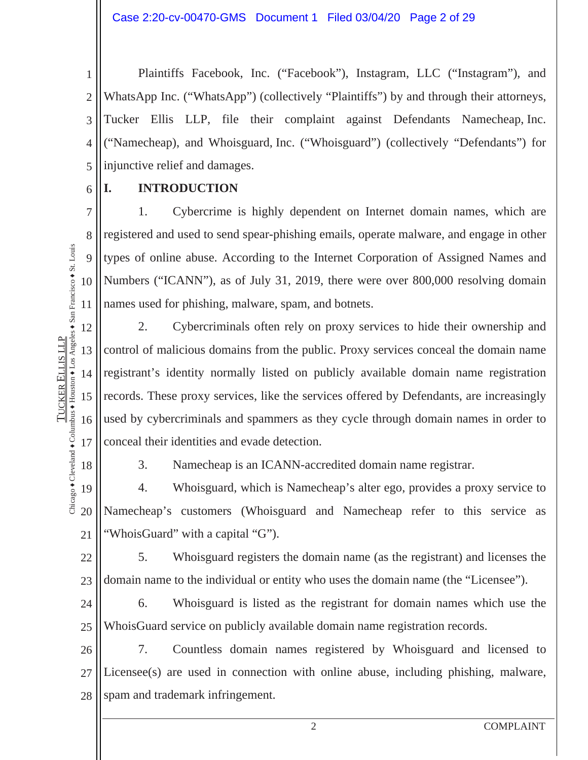Plaintiffs Facebook, Inc. ("Facebook"), Instagram, LLC ("Instagram"), and WhatsApp Inc. ("WhatsApp") (collectively "Plaintiffs") by and through their attorneys, Tucker Ellis LLP, file their complaint against Defendants Namecheap, Inc. ("Namecheap), and Whoisguard, Inc. ("Whoisguard") (collectively "Defendants") for injunctive relief and damages.

## I. INTRODUCTION

1. Cybercrime is highly dependent on Internet domain names, which are registered and used to send spear-phishing emails, operate malware, and engage in other types of online abuse. According to the Internet Corporation of Assigned Names and Numbers ("ICANN"), as of July 31, 2019, there were over 800,000 resolving domain names used for phishing, malware, spam, and botnets.

2. Cybercriminals often rely on proxy services to hide their ownership and control of malicious domains from the public. Proxy services conceal the domain name registrant's identity normally listed on publicly available domain name registration records. These proxy services, like the services offered by Defendants, are increasingly used by cybercriminals and spammers as they cycle through domain names in order to conceal their identities and evade detection.

3. Namecheap is an ICANN-accredited domain name registrar.

4. Whoisguard, which is Namecheap's alter ego, provides a proxy service to Namecheap's customers (Whoisguard and Namecheap refer to this service as "WhoisGuard" with a capital "G").

5. Whoisguard registers the domain name (as the registrant) and licenses the domain name to the individual or entity who uses the domain name (the "Licensee").

6. Whoisguard is listed as the registrant for domain names which use the WhoisGuard service on publicly available domain name registration records.

7. Countless domain names registered by Whoisguard and licensed to Licensee(s) are used in connection with online abuse, including phishing, malware, spam and trademark infringement.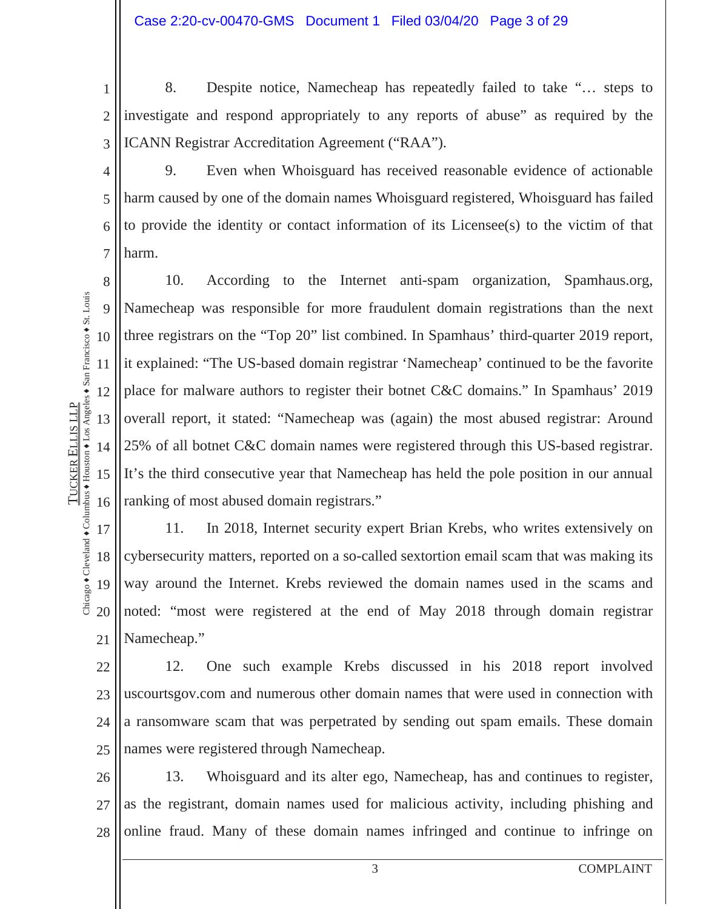8. Despite notice, Namecheap has repeatedly failed to take "… steps to investigate and respond appropriately to any reports of abuse" as required by the ICANN Registrar Accreditation Agreement ("RAA").

9. Even when Whoisguard has received reasonable evidence of actionable harm caused by one of the domain names Whoisguard registered, Whoisguard has failed to provide the identity or contact information of its Licensee(s) to the victim of that harm.

10. According to the Internet anti-spam organization, Spamhaus.org, Namecheap was responsible for more fraudulent domain registrations than the next three registrars on the "Top 20" list combined. In Spamhaus' third-quarter 2019 report, it explained: "The US-based domain registrar 'Namecheap' continued to be the favorite place for malware authors to register their botnet C&C domains." In Spamhaus' 2019 overall report, it stated: "Namecheap was (again) the most abused registrar: Around 25% of all botnet C&C domain names were registered through this US-based registrar. It's the third consecutive year that Namecheap has held the pole position in our annual ranking of most abused domain registrars."

11. In 2018, Internet security expert Brian Krebs, who writes extensively on cybersecurity matters, reported on a so-called sextortion email scam that was making its way around the Internet. Krebs reviewed the domain names used in the scams and noted: "most were registered at the end of May 2018 through domain registrar Namecheap."

12. One such example Krebs discussed in his 2018 report involved uscourtsgov.com and numerous other domain names that were used in connection with a ransomware scam that was perpetrated by sending out spam emails. These domain names were registered through Namecheap.

13. Whoisguard and its alter ego, Namecheap, has and continues to register, as the registrant, domain names used for malicious activity, including phishing and online fraud. Many of these domain names infringed and continue to infringe on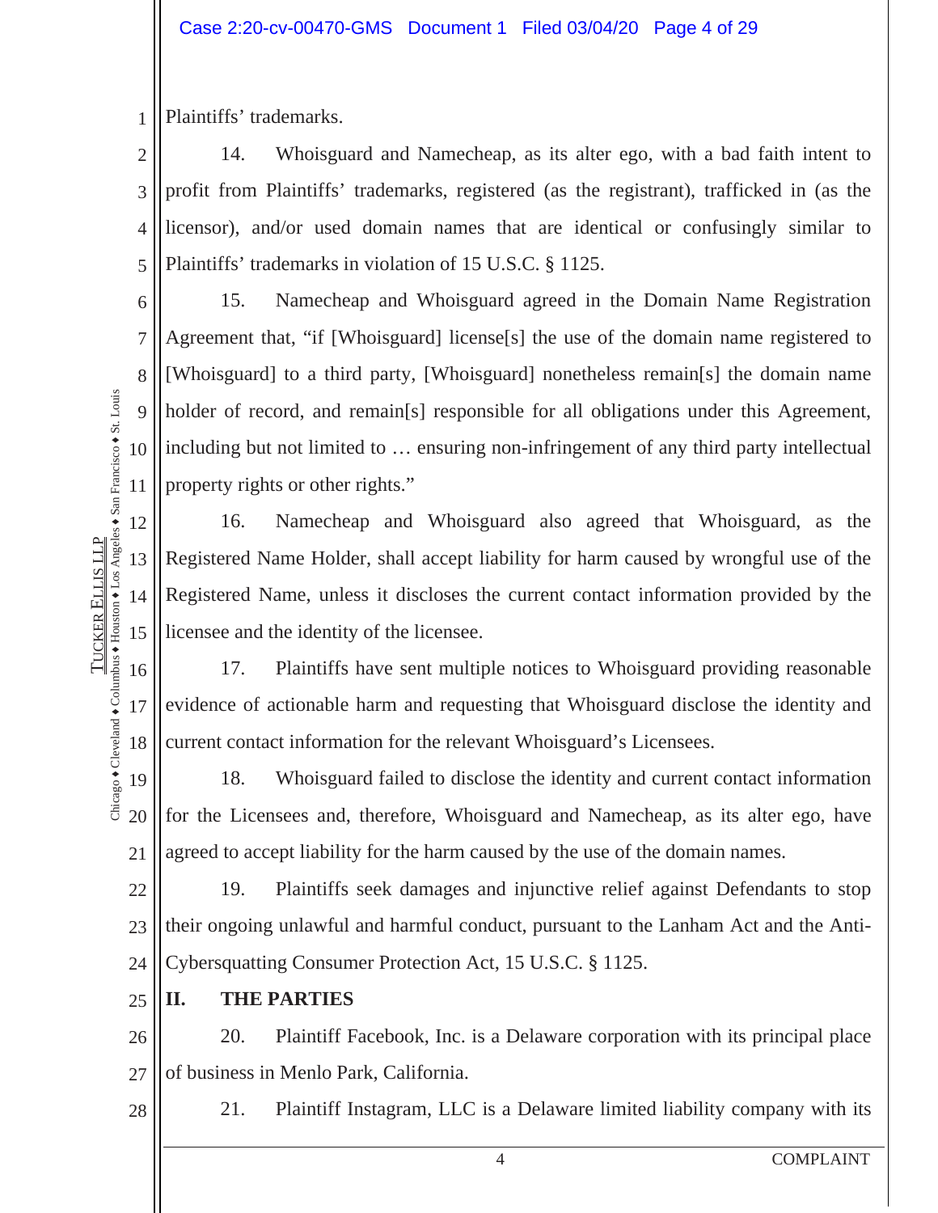Plaintiffs' trademarks.

14. Whoisguard and Namecheap, as its alter ego, with a bad faith intent to profit from Plaintiffs' trademarks, registered (as the registrant), trafficked in (as the licensor), and/or used domain names that are identical or confusingly similar to Plaintiffs' trademarks in violation of 15 U.S.C. § 1125.

15. Namecheap and Whoisguard agreed in the Domain Name Registration Agreement that, "if [Whoisguard] license[s] the use of the domain name registered to [Whoisguard] to a third party, [Whoisguard] nonetheless remain[s] the domain name holder of record, and remain[s] responsible for all obligations under this Agreement, including but not limited to … ensuring non-infringement of any third party intellectual property rights or other rights."

16. Namecheap and Whoisguard also agreed that Whoisguard, as the Registered Name Holder, shall accept liability for harm caused by wrongful use of the Registered Name, unless it discloses the current contact information provided by the licensee and the identity of the licensee.

17. Plaintiffs have sent multiple notices to Whoisguard providing reasonable evidence of actionable harm and requesting that Whoisguard disclose the identity and current contact information for the relevant Whoisguard's Licensees.

18. Whoisguard failed to disclose the identity and current contact information for the Licensees and, therefore, Whoisguard and Namecheap, as its alter ego, have agreed to accept liability for the harm caused by the use of the domain names.

19. Plaintiffs seek damages and injunctive relief against Defendants to stop their ongoing unlawful and harmful conduct, pursuant to the Lanham Act and the Anti-Cybersquatting Consumer Protection Act, 15 U.S.C. § 1125.

## II. THE PARTIES

20. Plaintiff Facebook, Inc. is a Delaware corporation with its principal place of business in Menlo Park, California.

21. Plaintiff Instagram, LLC is a Delaware limited liability company with its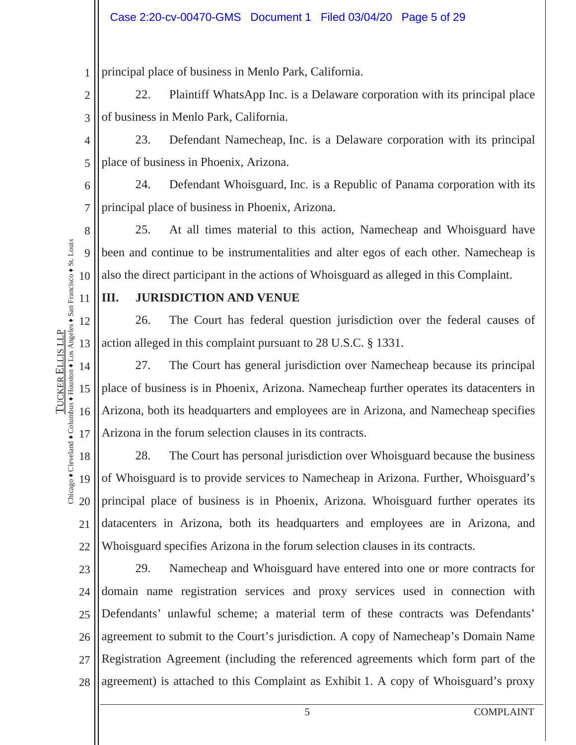principal place of business in Menlo Park, California.

22. Plaintiff WhatsApp Inc. is a Delaware corporation with its principal place of business in Menlo Park, California.

23. Defendant Namecheap, Inc. is a Delaware corporation with its principal place of business in Phoenix, Arizona.

24. Defendant Whoisguard, Inc. is a Republic of Panama corporation with its principal place of business in Phoenix, Arizona.

25. At all times material to this action, Namecheap and Whoisguard have been and continue to be instrumentalities and alter egos of each other. Namecheap is also the direct participant in the actions of Whoisguard as alleged in this Complaint.

## III. JURISDICTION AND VENUE

26. The Court has federal question jurisdiction over the federal causes of action alleged in this complaint pursuant to 28 U.S.C. § 1331.

27. The Court has general jurisdiction over Namecheap because its principal place of business is in Phoenix, Arizona. Namecheap further operates its datacenters in Arizona, both its headquarters and employees are in Arizona, and Namecheap specifies Arizona in the forum selection clauses in its contracts.

28. The Court has personal jurisdiction over Whoisguard because the business of Whoisguard is to provide services to Namecheap in Arizona. Further, Whoisguard's principal place of business is in Phoenix, Arizona. Whoisguard further operates its datacenters in Arizona, both its headquarters and employees are in Arizona, and Whoisguard specifies Arizona in the forum selection clauses in its contracts.

29. Namecheap and Whoisguard have entered into one or more contracts for domain name registration services and proxy services used in connection with Defendants' unlawful scheme; a material term of these contracts was Defendants' agreement to submit to the Court's jurisdiction. A copy of Namecheap's Domain Name Registration Agreement (including the referenced agreements which form part of the agreement) is attached to this Complaint as Exhibit 1. A copy of Whoisguard's proxy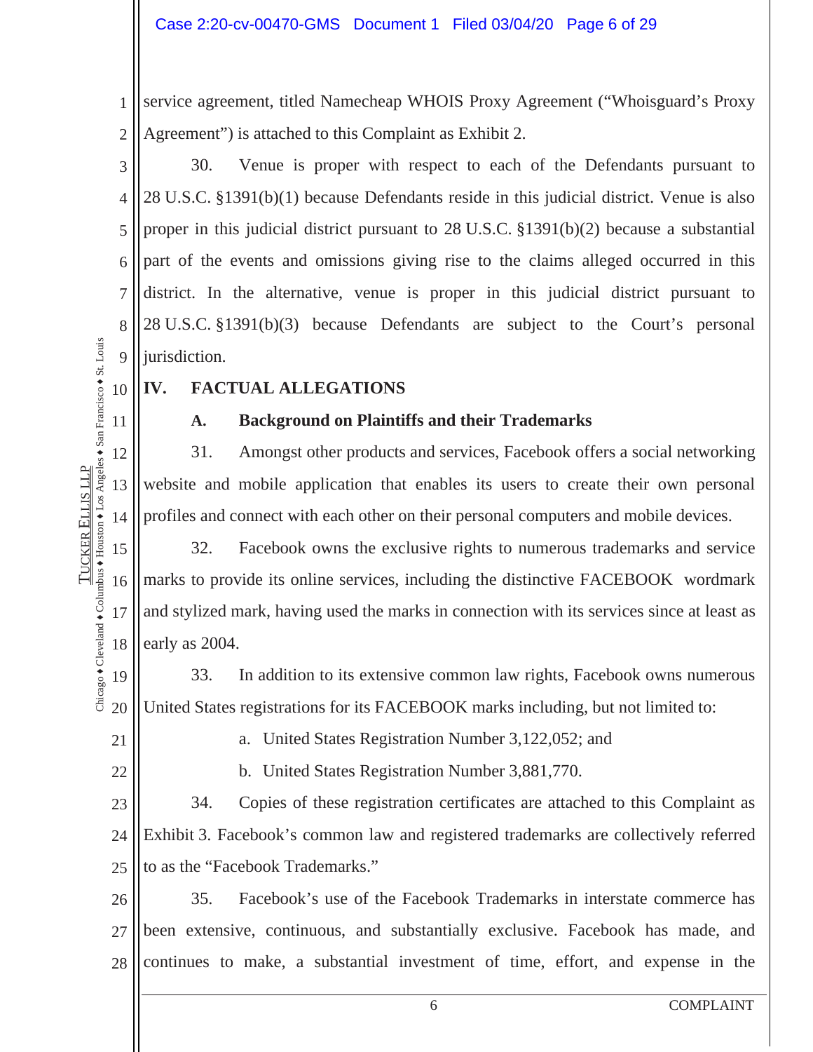service agreement, titled Namecheap WHOIS Proxy Agreement ("Whoisguard's Proxy Agreement") is attached to this Complaint as Exhibit 2.

30. Venue is proper with respect to each of the Defendants pursuant to 28 U.S.C. §1391(b)(1) because Defendants reside in this judicial district. Venue is also proper in this judicial district pursuant to 28 U.S.C. §1391(b)(2) because a substantial part of the events and omissions giving rise to the claims alleged occurred in this district. In the alternative, venue is proper in this judicial district pursuant to 28 U.S.C. §1391(b)(3) because Defendants are subject to the Court's personal jurisdiction.

## IV. FACTUAL ALLEGATIONS

### A. Background on Plaintiffs and their Trademarks

31. Amongst other products and services, Facebook offers a social networking website and mobile application that enables its users to create their own personal profiles and connect with each other on their personal computers and mobile devices.

32. Facebook owns the exclusive rights to numerous trademarks and service marks to provide its online services, including the distinctive FACEBOOK wordmark and stylized mark, having used the marks in connection with its services since at least as early as 2004.

33. In addition to its extensive common law rights, Facebook owns numerous United States registrations for its FACEBOOK marks including, but not limited to:

a. United States Registration Number 3,122,052; and

b. United States Registration Number 3,881,770.

34. Copies of these registration certificates are attached to this Complaint as Exhibit 3. Facebook's common law and registered trademarks are collectively referred to as the "Facebook Trademarks."

35. Facebook's use of the Facebook Trademarks in interstate commerce has been extensive, continuous, and substantially exclusive. Facebook has made, and continues to make, a substantial investment of time, effort, and expense in the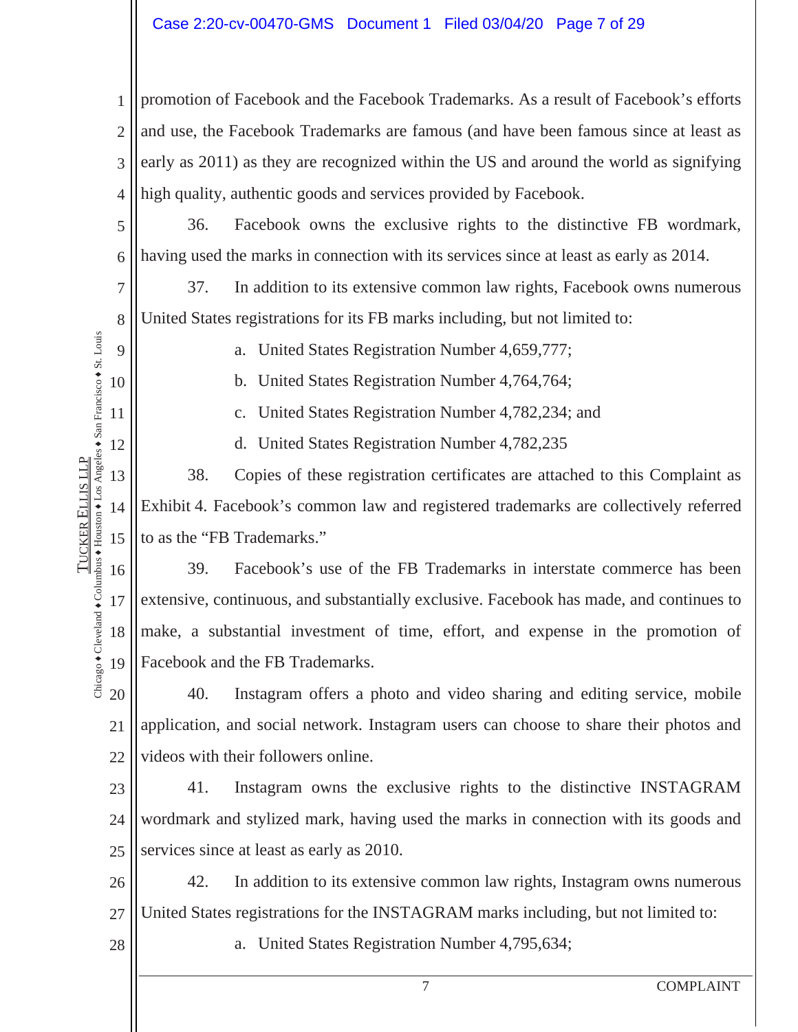promotion of Facebook and the Facebook Trademarks. As a result of Facebook's efforts and use, the Facebook Trademarks are famous (and have been famous since at least as early as 2011) as they are recognized within the US and around the world as signifying high quality, authentic goods and services provided by Facebook.

36. Facebook owns the exclusive rights to the distinctive FB wordmark, having used the marks in connection with its services since at least as early as 2014.

37. In addition to its extensive common law rights, Facebook owns numerous United States registrations for its FB marks including, but not limited to:

a. United States Registration Number 4,659,777;

b. United States Registration Number 4,764,764;

c. United States Registration Number 4,782,234; and

d. United States Registration Number 4,782,235

38. Copies of these registration certificates are attached to this Complaint as Exhibit 4. Facebook's common law and registered trademarks are collectively referred to as the "FB Trademarks."

39. Facebook's use of the FB Trademarks in interstate commerce has been extensive, continuous, and substantially exclusive. Facebook has made, and continues to make, a substantial investment of time, effort, and expense in the promotion of Facebook and the FB Trademarks.

40. Instagram offers a photo and video sharing and editing service, mobile application, and social network. Instagram users can choose to share their photos and videos with their followers online.

41. Instagram owns the exclusive rights to the distinctive INSTAGRAM wordmark and stylized mark, having used the marks in connection with its goods and services since at least as early as 2010.

42. In addition to its extensive common law rights, Instagram owns numerous United States registrations for the INSTAGRAM marks including, but not limited to:

a. United States Registration Number 4,795,634;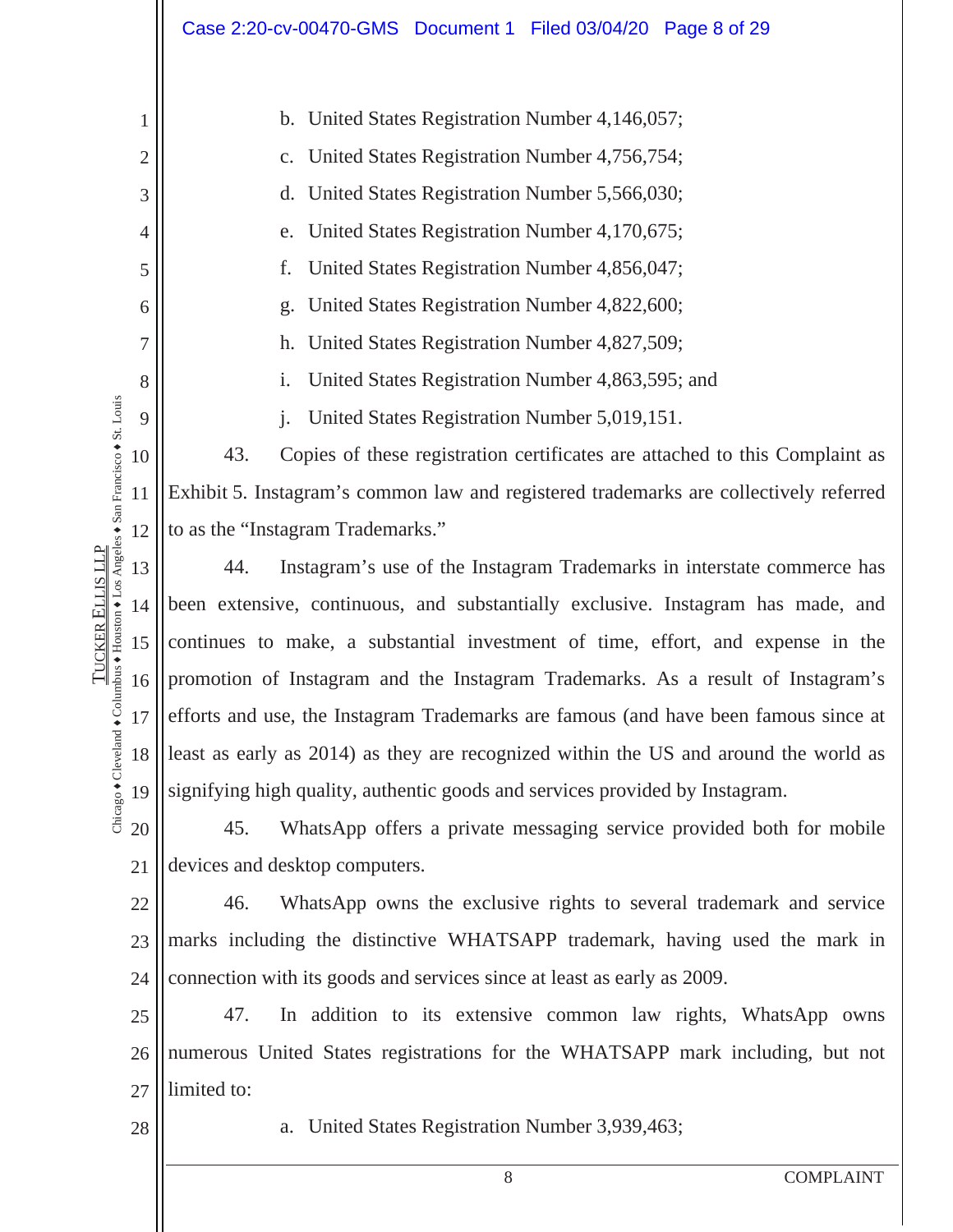b. United States Registration Number 4,146,057;

c. United States Registration Number 4,756,754;

d. United States Registration Number 5,566,030;

e. United States Registration Number 4,170,675;

f. United States Registration Number 4,856,047;

g. United States Registration Number 4,822,600;

h. United States Registration Number 4,827,509;

i. United States Registration Number 4,863,595; and

j. United States Registration Number 5,019,151.

43. Copies of these registration certificates are attached to this Complaint as Exhibit 5. Instagram's common law and registered trademarks are collectively referred to as the "Instagram Trademarks."

44. Instagram's use of the Instagram Trademarks in interstate commerce has been extensive, continuous, and substantially exclusive. Instagram has made, and continues to make, a substantial investment of time, effort, and expense in the promotion of Instagram and the Instagram Trademarks. As a result of Instagram's efforts and use, the Instagram Trademarks are famous (and have been famous since at least as early as 2014) as they are recognized within the US and around the world as signifying high quality, authentic goods and services provided by Instagram.

45. WhatsApp offers a private messaging service provided both for mobile devices and desktop computers.

46. WhatsApp owns the exclusive rights to several trademark and service marks including the distinctive WHATSAPP trademark, having used the mark in connection with its goods and services since at least as early as 2009.

47. In addition to its extensive common law rights, WhatsApp owns numerous United States registrations for the WHATSAPP mark including, but not limited to:

a. United States Registration Number 3,939,463;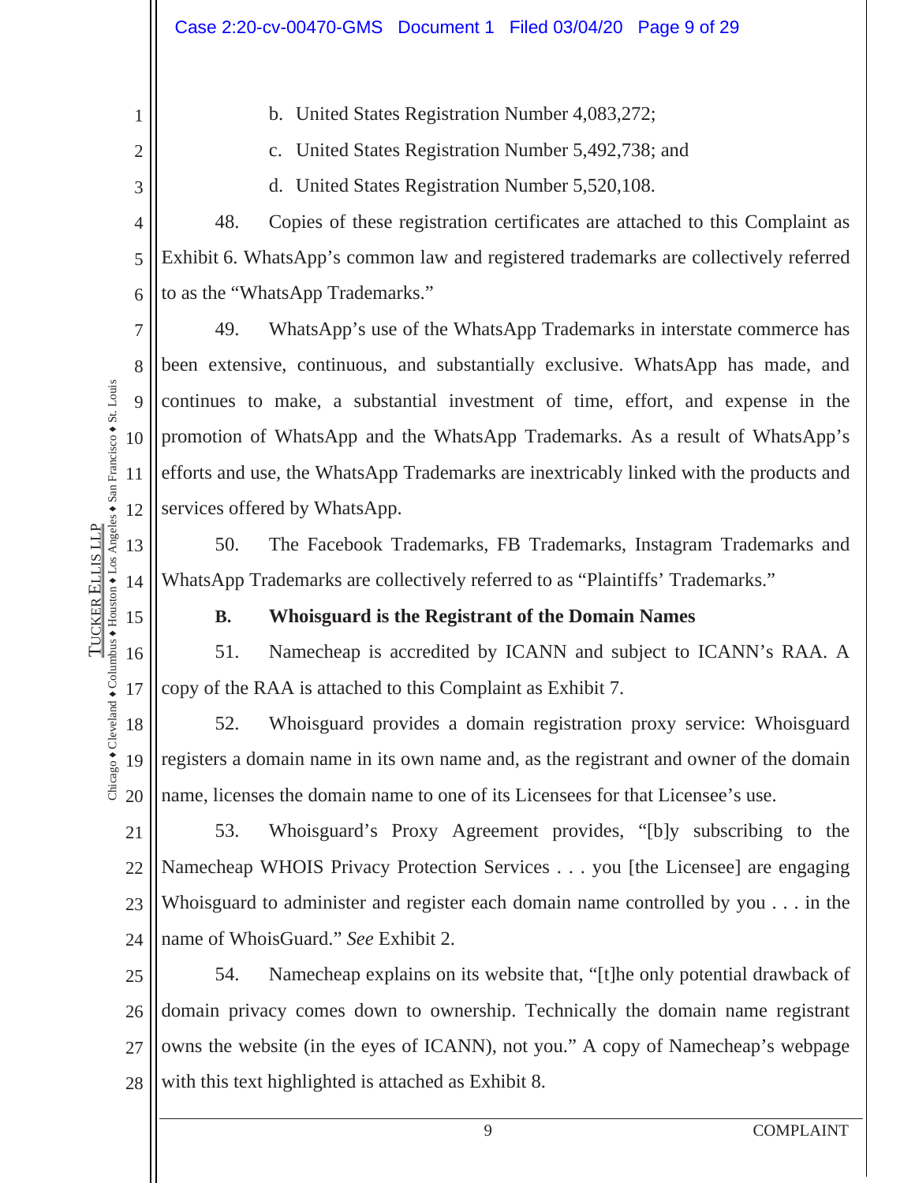b. United States Registration Number 4,083,272;

c. United States Registration Number 5,492,738; and

d. United States Registration Number 5,520,108.

48. Copies of these registration certificates are attached to this Complaint as Exhibit 6. WhatsApp's common law and registered trademarks are collectively referred to as the "WhatsApp Trademarks."

49. WhatsApp's use of the WhatsApp Trademarks in interstate commerce has been extensive, continuous, and substantially exclusive. WhatsApp has made, and continues to make, a substantial investment of time, effort, and expense in the promotion of WhatsApp and the WhatsApp Trademarks. As a result of WhatsApp's efforts and use, the WhatsApp Trademarks are inextricably linked with the products and services offered by WhatsApp.

50. The Facebook Trademarks, FB Trademarks, Instagram Trademarks and WhatsApp Trademarks are collectively referred to as "Plaintiffs' Trademarks."

**B. Whoisguard is the Registrant of the Domain Names**

51. Namecheap is accredited by ICANN and subject to ICANN's RAA. A copy of the RAA is attached to this Complaint as Exhibit 7.

52. Whoisguard provides a domain registration proxy service: Whoisguard registers a domain name in its own name and, as the registrant and owner of the domain name, licenses the domain name to one of its Licensees for that Licensee's use.

53. Whoisguard's Proxy Agreement provides, "[b]y subscribing to the Namecheap WHOIS Privacy Protection Services . . . you [the Licensee] are engaging Whoisguard to administer and register each domain name controlled by you . . . in the name of WhoisGuard." *See* Exhibit 2.

54. Namecheap explains on its website that, "[t]he only potential drawback of domain privacy comes down to ownership. Technically the domain name registrant owns the website (in the eyes of ICANN), not you." A copy of Namecheap's webpage with this text highlighted is attached as Exhibit 8.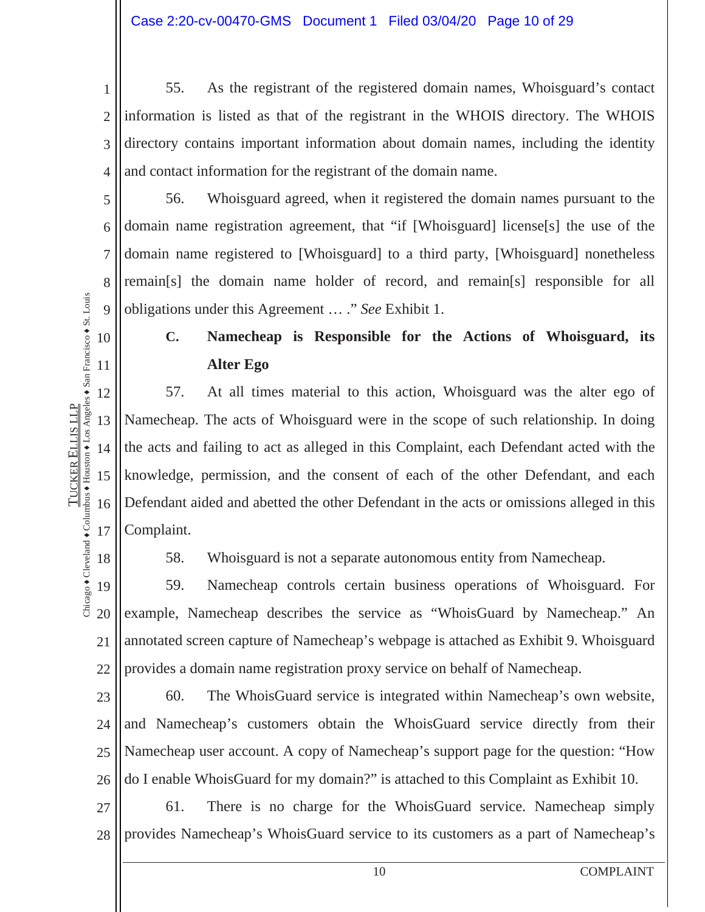55. As the registrant of the registered domain names, Whoisguard's contact information is listed as that of the registrant in the WHOIS directory. The WHOIS directory contains important information about domain names, including the identity and contact information for the registrant of the domain name.

56. Whoisguard agreed, when it registered the domain names pursuant to the domain name registration agreement, that "if [Whoisguard] license[s] the use of the domain name registered to [Whoisguard] to a third party, [Whoisguard] nonetheless remain[s] the domain name holder of record, and remain[s] responsible for all obligations under this Agreement … ." *See* Exhibit 1.

### C. Namecheap is Responsible for the Actions of Whoisguard, its Alter Ego

57. At all times material to this action, Whoisguard was the alter ego of Namecheap. The acts of Whoisguard were in the scope of such relationship. In doing the acts and failing to act as alleged in this Complaint, each Defendant acted with the knowledge, permission, and the consent of each of the other Defendant, and each Defendant aided and abetted the other Defendant in the acts or omissions alleged in this Complaint.

58. Whoisguard is not a separate autonomous entity from Namecheap.

59. Namecheap controls certain business operations of Whoisguard. For example, Namecheap describes the service as "WhoisGuard by Namecheap." An annotated screen capture of Namecheap's webpage is attached as Exhibit 9. Whoisguard provides a domain name registration proxy service on behalf of Namecheap.

60. The WhoisGuard service is integrated within Namecheap's own website, and Namecheap's customers obtain the WhoisGuard service directly from their Namecheap user account. A copy of Namecheap's support page for the question: "How do I enable WhoisGuard for my domain?" is attached to this Complaint as Exhibit 10.

61. There is no charge for the WhoisGuard service. Namecheap simply provides Namecheap's WhoisGuard service to its customers as a part of Namecheap's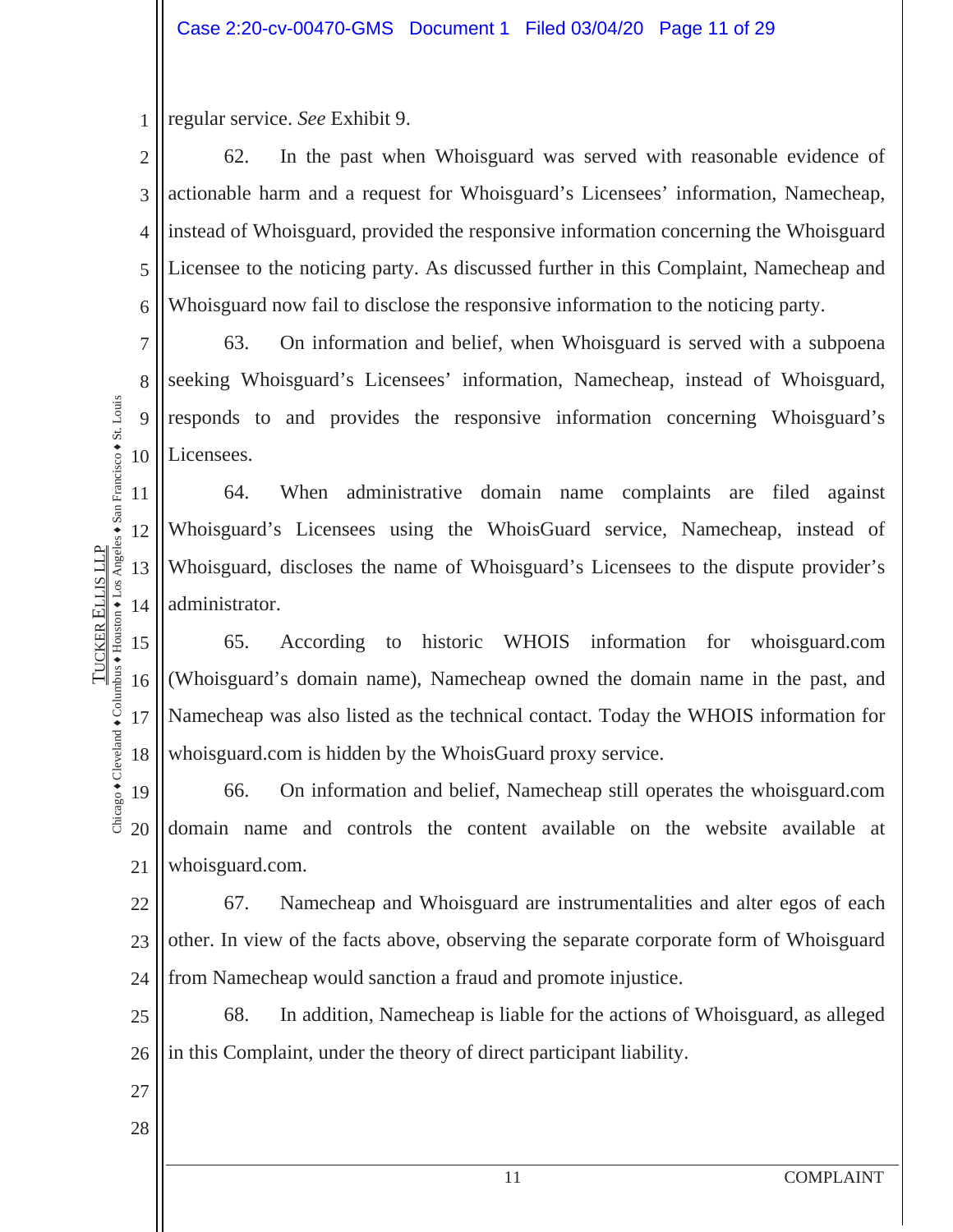regular service. *See* Exhibit 9.

62. In the past when Whoisguard was served with reasonable evidence of actionable harm and a request for Whoisguard's Licensees' information, Namecheap, instead of Whoisguard, provided the responsive information concerning the Whoisguard Licensee to the noticing party. As discussed further in this Complaint, Namecheap and Whoisguard now fail to disclose the responsive information to the noticing party.

63. On information and belief, when Whoisguard is served with a subpoena seeking Whoisguard's Licensees' information, Namecheap, instead of Whoisguard, responds to and provides the responsive information concerning Whoisguard's Licensees.

64. When administrative domain name complaints are filed against Whoisguard's Licensees using the WhoisGuard service, Namecheap, instead of Whoisguard, discloses the name of Whoisguard's Licensees to the dispute provider's administrator.

65. According to historic WHOIS information for whoisguard.com (Whoisguard's domain name), Namecheap owned the domain name in the past, and Namecheap was also listed as the technical contact. Today the WHOIS information for whoisguard.com is hidden by the WhoisGuard proxy service.

66. On information and belief, Namecheap still operates the whoisguard.com domain name and controls the content available on the website available at whoisguard.com.

67. Namecheap and Whoisguard are instrumentalities and alter egos of each other. In view of the facts above, observing the separate corporate form of Whoisguard from Namecheap would sanction a fraud and promote injustice.

68. In addition, Namecheap is liable for the actions of Whoisguard, as alleged in this Complaint, under the theory of direct participant liability.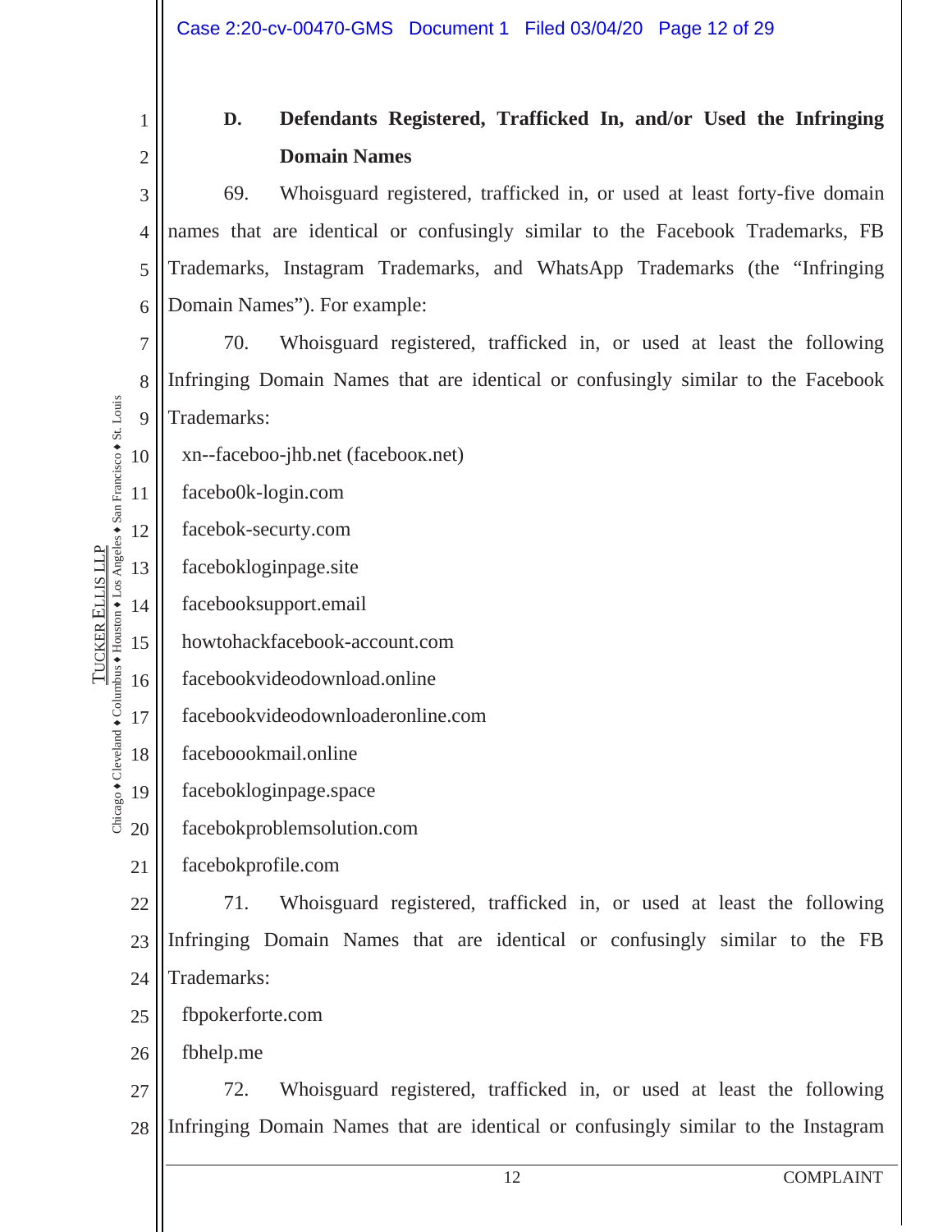### D. Defendants Registered, Trafficked In, and/or Used the Infringing Domain Names

69. Whoisguard registered, trafficked in, or used at least forty-five domain names that are identical or confusingly similar to the Facebook Trademarks, FB Trademarks, Instagram Trademarks, and WhatsApp Trademarks (the "Infringing Domain Names"). For example:

70. Whoisguard registered, trafficked in, or used at least the following Infringing Domain Names that are identical or confusingly similar to the Facebook Trademarks:

xn--faceboo-jhb.net (facebooк.net)
facebo0k-login.com
facebok-securty.com
facebokloginpage.site
facebooksupport.email
howtohackfacebook-account.com
facebookvideodownload.online
facebookvideodownloaderonline.com
faceboookmail.online
facebokloginpage.space
facebokproblemsolution.com
facebokprofile.com

71. Whoisguard registered, trafficked in, or used at least the following Infringing Domain Names that are identical or confusingly similar to the FB Trademarks:

fbpokerforte.com
fbhelp.me

72. Whoisguard registered, trafficked in, or used at least the following Infringing Domain Names that are identical or confusingly similar to the Instagram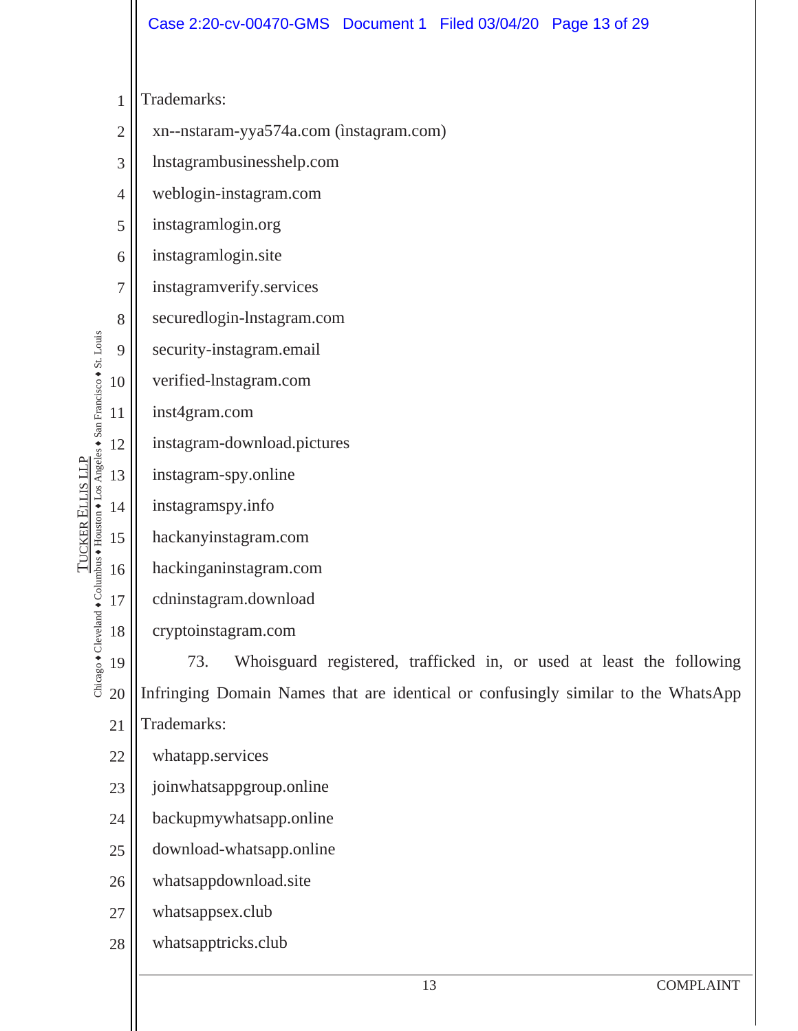Trademarks:

xn--nstaram-yya574a.com (ìnstagram.com)

lnstagrambusinesshelp.com

weblogin-instagram.com

instagramlogin.org

instagramlogin.site

instagramverify.services

securedlogin-lnstagram.com

security-instagram.email

verified-lnstagram.com

inst4gram.com

instagram-download.pictures

instagram-spy.online

instagramspy.info

hackanyinstagram.com

hackinganinstagram.com

cdninstagram.download

cryptoinstagram.com

73. Whoisguard registered, trafficked in, or used at least the following Infringing Domain Names that are identical or confusingly similar to the WhatsApp Trademarks:

whatapp.services

joinwhatsappgroup.online

backupmywhatsapp.online

download-whatsapp.online

whatsappdownload.site

whatsappsex.club

whatsapptricks.club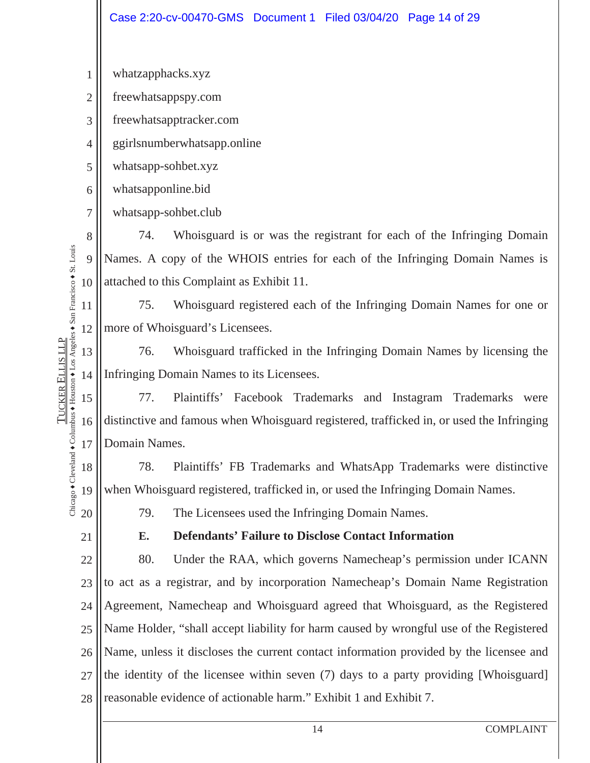whatzapphacks.xyz

freewhatsappspy.com

freewhatsapptracker.com

ggirlsnumberwhatsapp.online

whatsapp-sohbet.xyz

whatsapponline.bid

whatsapp-sohbet.club

74. Whoisguard is or was the registrant for each of the Infringing Domain Names. A copy of the WHOIS entries for each of the Infringing Domain Names is attached to this Complaint as Exhibit 11.

75. Whoisguard registered each of the Infringing Domain Names for one or more of Whoisguard's Licensees.

76. Whoisguard trafficked in the Infringing Domain Names by licensing the Infringing Domain Names to its Licensees.

77. Plaintiffs' Facebook Trademarks and Instagram Trademarks were distinctive and famous when Whoisguard registered, trafficked in, or used the Infringing Domain Names.

78. Plaintiffs' FB Trademarks and WhatsApp Trademarks were distinctive when Whoisguard registered, trafficked in, or used the Infringing Domain Names.

79. The Licensees used the Infringing Domain Names.

**E. Defendants' Failure to Disclose Contact Information**

80. Under the RAA, which governs Namecheap's permission under ICANN to act as a registrar, and by incorporation Namecheap's Domain Name Registration Agreement, Namecheap and Whoisguard agreed that Whoisguard, as the Registered Name Holder, "shall accept liability for harm caused by wrongful use of the Registered Name, unless it discloses the current contact information provided by the licensee and the identity of the licensee within seven (7) days to a party providing [Whoisguard] reasonable evidence of actionable harm." Exhibit 1 and Exhibit 7.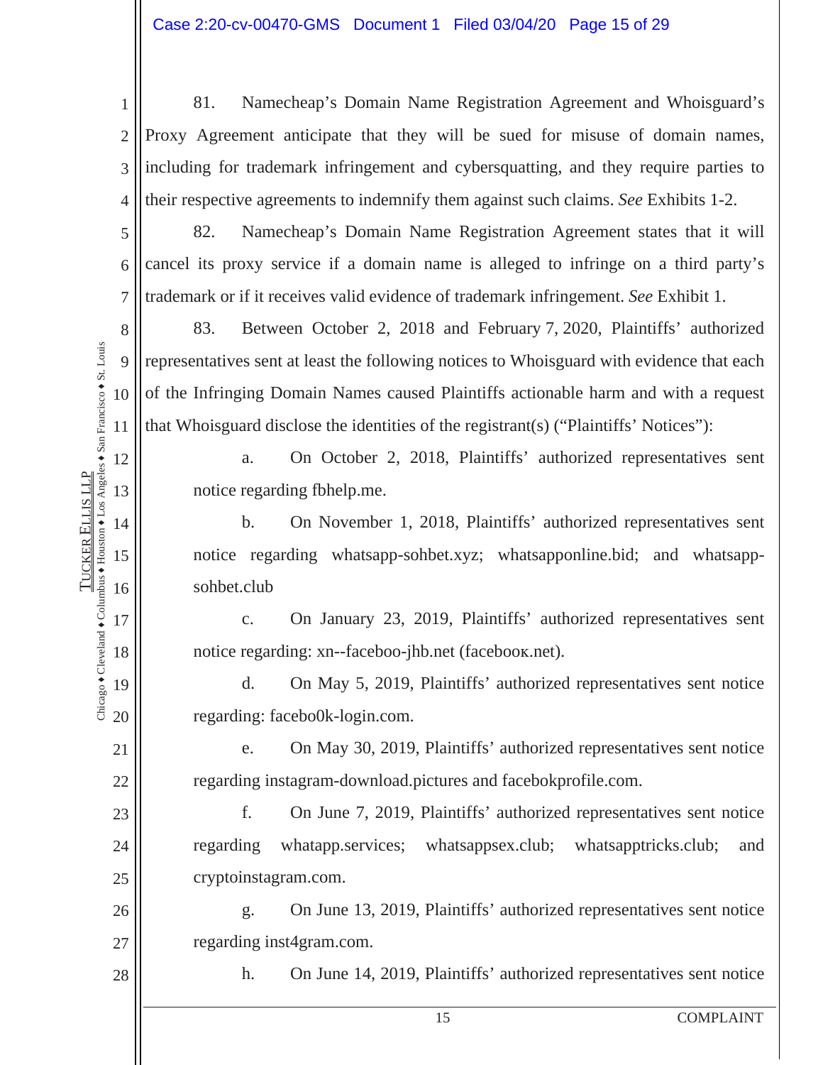81. Namecheap's Domain Name Registration Agreement and Whoisguard's Proxy Agreement anticipate that they will be sued for misuse of domain names, including for trademark infringement and cybersquatting, and they require parties to their respective agreements to indemnify them against such claims. *See* Exhibits 1-2.

82. Namecheap's Domain Name Registration Agreement states that it will cancel its proxy service if a domain name is alleged to infringe on a third party's trademark or if it receives valid evidence of trademark infringement. *See* Exhibit 1.

83. Between October 2, 2018 and February 7, 2020, Plaintiffs' authorized representatives sent at least the following notices to Whoisguard with evidence that each of the Infringing Domain Names caused Plaintiffs actionable harm and with a request that Whoisguard disclose the identities of the registrant(s) ("Plaintiffs' Notices"):

a. On October 2, 2018, Plaintiffs' authorized representatives sent notice regarding fbhelp.me.

b. On November 1, 2018, Plaintiffs' authorized representatives sent notice regarding whatsapp-sohbet.xyz; whatsapponline.bid; and whatsapp-sohbet.club

c. On January 23, 2019, Plaintiffs' authorized representatives sent notice regarding: xn--faceboo-jhb.net (faceboок.net).

d. On May 5, 2019, Plaintiffs' authorized representatives sent notice regarding: facebo0k-login.com.

e. On May 30, 2019, Plaintiffs' authorized representatives sent notice regarding instagram-download.pictures and facebokprofile.com.

f. On June 7, 2019, Plaintiffs' authorized representatives sent notice regarding whatapp.services; whatsappsex.club; whatsapptricks.club; and cryptoinstagram.com.

g. On June 13, 2019, Plaintiffs' authorized representatives sent notice regarding inst4gram.com.

h. On June 14, 2019, Plaintiffs' authorized representatives sent notice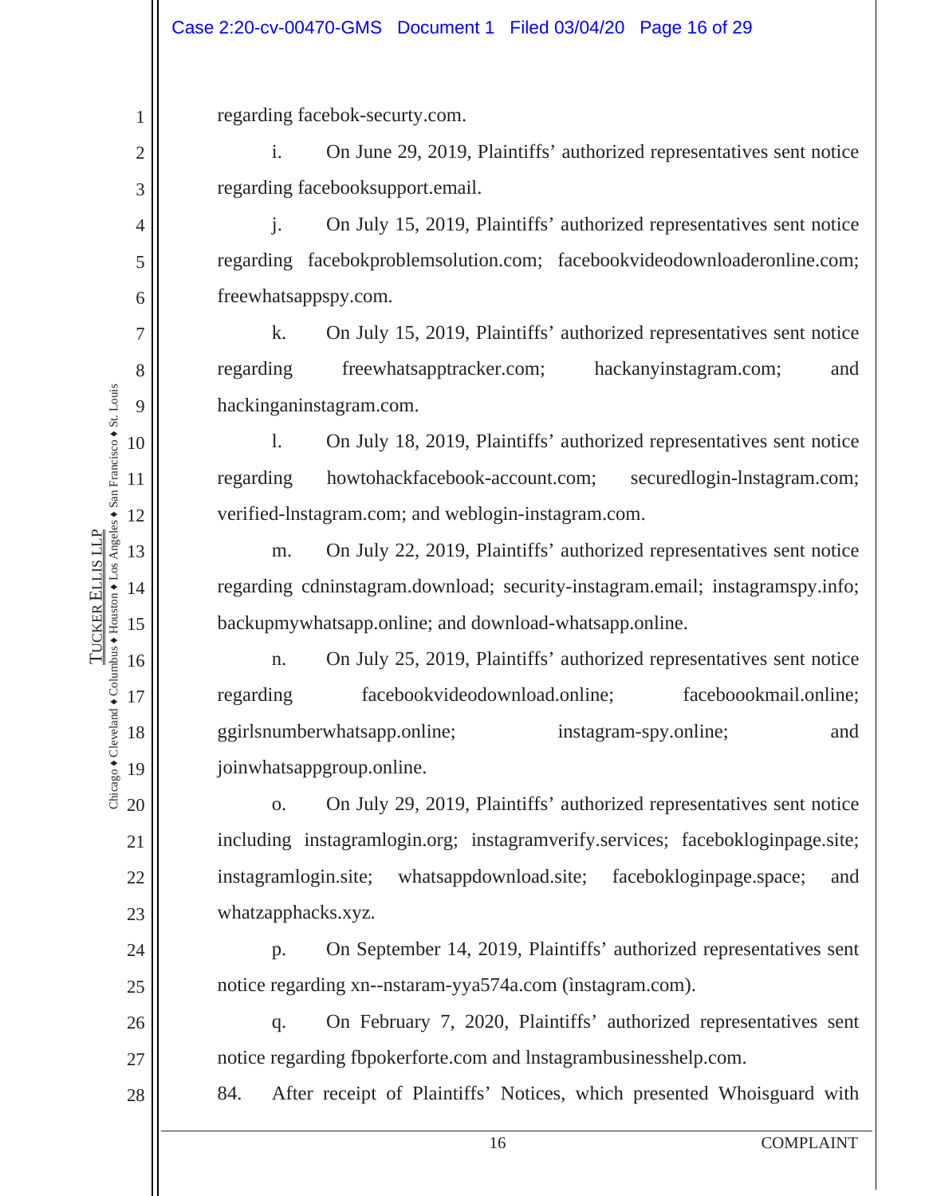regarding facebok-securty.com.

i. On June 29, 2019, Plaintiffs' authorized representatives sent notice regarding facebooksupport.email.

j. On July 15, 2019, Plaintiffs' authorized representatives sent notice regarding facebokproblemsolution.com; facebookvideodownloaderonline.com; freewhatsappspy.com.

k. On July 15, 2019, Plaintiffs' authorized representatives sent notice regarding freewhatsapptracker.com; hackanyinstagram.com; and hackinganinstagram.com.

l. On July 18, 2019, Plaintiffs' authorized representatives sent notice regarding howtohackfacebook-account.com; securedlogin-lnstagram.com; verified-lnstagram.com; and weblogin-instagram.com.

m. On July 22, 2019, Plaintiffs' authorized representatives sent notice regarding cdninstagram.download; security-instagram.email; instagramspy.info; backupmywhatsapp.online; and download-whatsapp.online.

n. On July 25, 2019, Plaintiffs' authorized representatives sent notice regarding facebookvideodownload.online; faceboookmail.online; ggirlsnumberwhatsapp.online; instagram-spy.online; and joinwhatsappgroup.online.

o. On July 29, 2019, Plaintiffs' authorized representatives sent notice including instagramlogin.org; instagramverify.services; facebokloginpage.site; instagramlogin.site; whatsappdownload.site; facebokloginpage.space; and whatzapphacks.xyz.

p. On September 14, 2019, Plaintiffs' authorized representatives sent notice regarding xn--nstaram-yya574a.com (ìnstagram.com).

q. On February 7, 2020, Plaintiffs' authorized representatives sent notice regarding fbpokerforte.com and lnstagrambusinesshelp.com.

84. After receipt of Plaintiffs' Notices, which presented Whoisguard with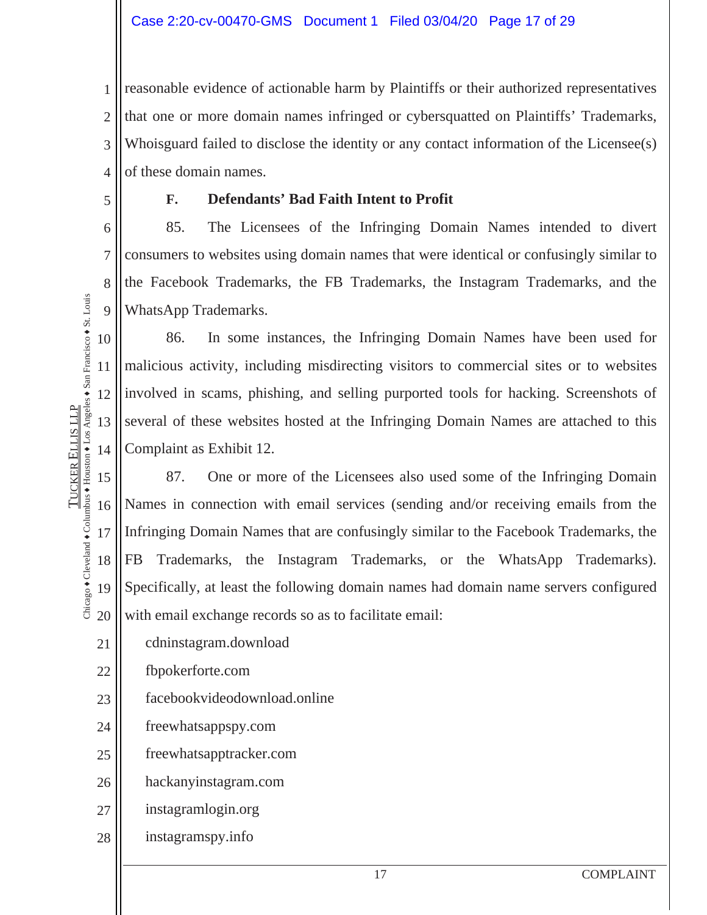reasonable evidence of actionable harm by Plaintiffs or their authorized representatives that one or more domain names infringed or cybersquatted on Plaintiffs' Trademarks, Whoisguard failed to disclose the identity or any contact information of the Licensee(s) of these domain names.

### F. Defendants' Bad Faith Intent to Profit

85. The Licensees of the Infringing Domain Names intended to divert consumers to websites using domain names that were identical or confusingly similar to the Facebook Trademarks, the FB Trademarks, the Instagram Trademarks, and the WhatsApp Trademarks.

86. In some instances, the Infringing Domain Names have been used for malicious activity, including misdirecting visitors to commercial sites or to websites involved in scams, phishing, and selling purported tools for hacking. Screenshots of several of these websites hosted at the Infringing Domain Names are attached to this Complaint as Exhibit 12.

87. One or more of the Licensees also used some of the Infringing Domain Names in connection with email services (sending and/or receiving emails from the Infringing Domain Names that are confusingly similar to the Facebook Trademarks, the FB Trademarks, the Instagram Trademarks, or the WhatsApp Trademarks). Specifically, at least the following domain names had domain name servers configured with email exchange records so as to facilitate email:

cdninstagram.download
fbpokerforte.com
facebookvideodownload.online
freewhatsappspy.com
freewhatsapptracker.com
hackanyinstagram.com
instagramlogin.org
instagramspy.info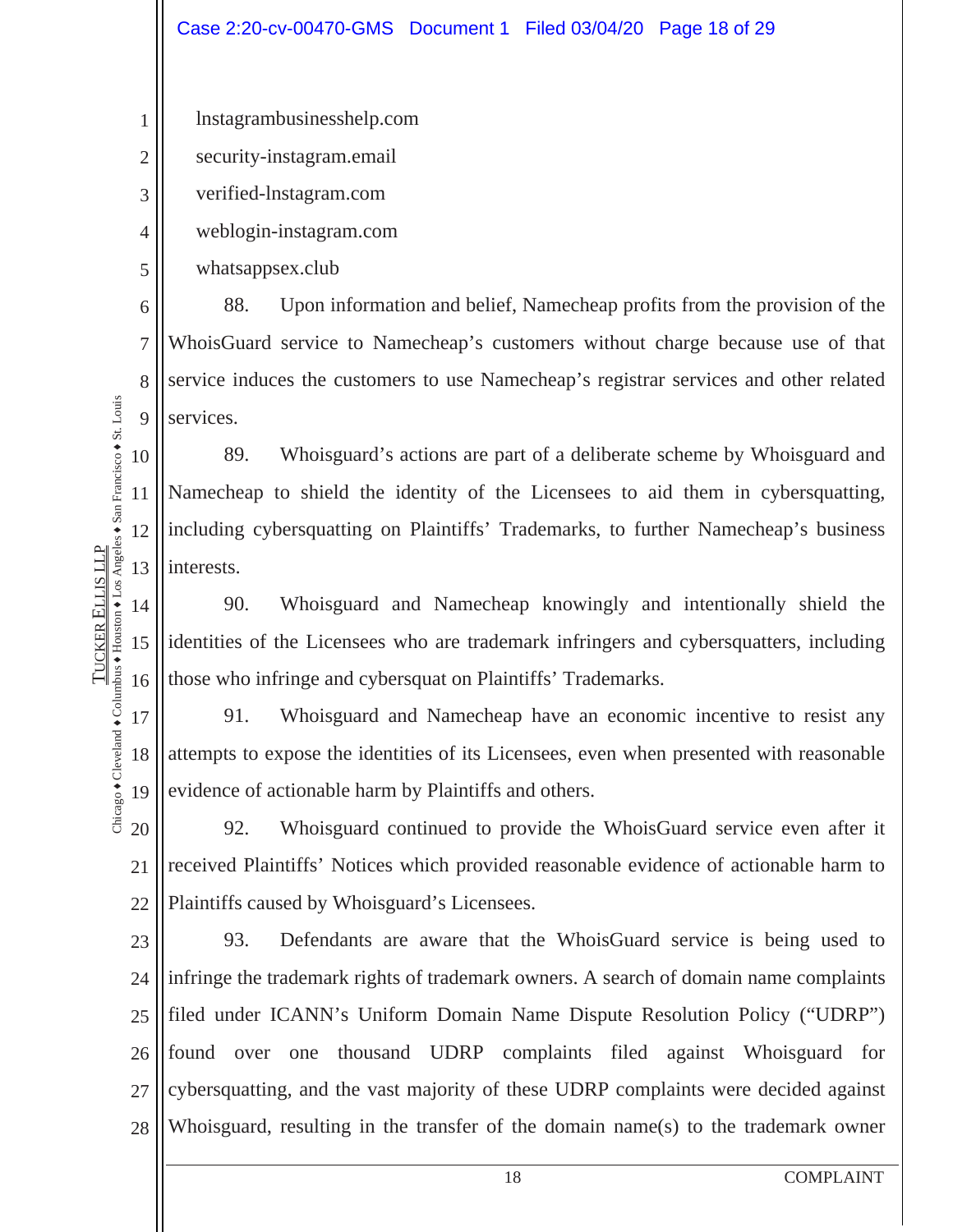lnstagrambusinesshelp.com

security-instagram.email

verified-lnstagram.com

weblogin-instagram.com

whatsappsex.club

88. Upon information and belief, Namecheap profits from the provision of the WhoisGuard service to Namecheap's customers without charge because use of that service induces the customers to use Namecheap's registrar services and other related services.

89. Whoisguard's actions are part of a deliberate scheme by Whoisguard and Namecheap to shield the identity of the Licensees to aid them in cybersquatting, including cybersquatting on Plaintiffs' Trademarks, to further Namecheap's business interests.

90. Whoisguard and Namecheap knowingly and intentionally shield the identities of the Licensees who are trademark infringers and cybersquatters, including those who infringe and cybersquat on Plaintiffs' Trademarks.

91. Whoisguard and Namecheap have an economic incentive to resist any attempts to expose the identities of its Licensees, even when presented with reasonable evidence of actionable harm by Plaintiffs and others.

92. Whoisguard continued to provide the WhoisGuard service even after it received Plaintiffs' Notices which provided reasonable evidence of actionable harm to Plaintiffs caused by Whoisguard's Licensees.

93. Defendants are aware that the WhoisGuard service is being used to infringe the trademark rights of trademark owners. A search of domain name complaints filed under ICANN's Uniform Domain Name Dispute Resolution Policy ("UDRP") found over one thousand UDRP complaints filed against Whoisguard for cybersquatting, and the vast majority of these UDRP complaints were decided against Whoisguard, resulting in the transfer of the domain name(s) to the trademark owner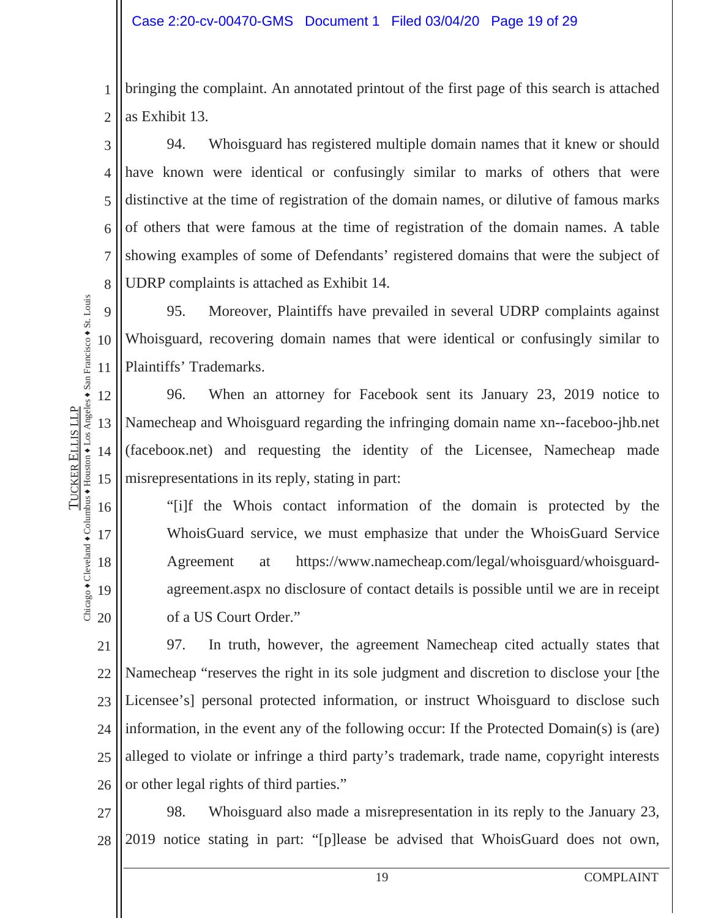bringing the complaint. An annotated printout of the first page of this search is attached as Exhibit 13.

94. Whoisguard has registered multiple domain names that it knew or should have known were identical or confusingly similar to marks of others that were distinctive at the time of registration of the domain names, or dilutive of famous marks of others that were famous at the time of registration of the domain names. A table showing examples of some of Defendants' registered domains that were the subject of UDRP complaints is attached as Exhibit 14.

95. Moreover, Plaintiffs have prevailed in several UDRP complaints against Whoisguard, recovering domain names that were identical or confusingly similar to Plaintiffs' Trademarks.

96. When an attorney for Facebook sent its January 23, 2019 notice to Namecheap and Whoisguard regarding the infringing domain name xn--faceboo-jhb.net (faceboок.net) and requesting the identity of the Licensee, Namecheap made misrepresentations in its reply, stating in part:

> "[i]f the Whois contact information of the domain is protected by the WhoisGuard service, we must emphasize that under the WhoisGuard Service Agreement at https://www.namecheap.com/legal/whoisguard/whoisguard-agreement.aspx no disclosure of contact details is possible until we are in receipt of a US Court Order."

97. In truth, however, the agreement Namecheap cited actually states that Namecheap "reserves the right in its sole judgment and discretion to disclose your [the Licensee's] personal protected information, or instruct Whoisguard to disclose such information, in the event any of the following occur: If the Protected Domain(s) is (are) alleged to violate or infringe a third party's trademark, trade name, copyright interests or other legal rights of third parties."

98. Whoisguard also made a misrepresentation in its reply to the January 23, 2019 notice stating in part: "[p]lease be advised that WhoisGuard does not own,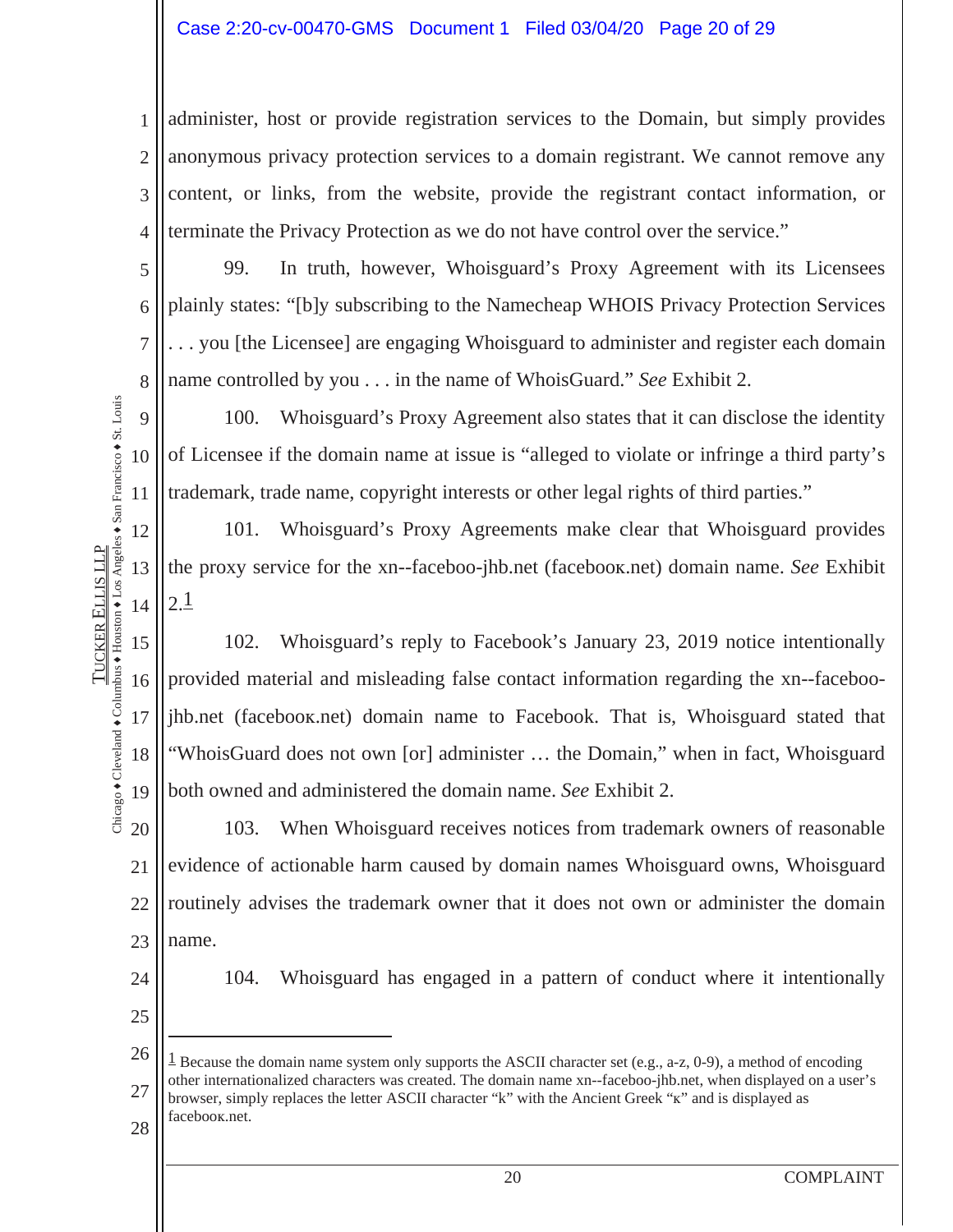administer, host or provide registration services to the Domain, but simply provides anonymous privacy protection services to a domain registrant. We cannot remove any content, or links, from the website, provide the registrant contact information, or terminate the Privacy Protection as we do not have control over the service."

99. In truth, however, Whoisguard's Proxy Agreement with its Licensees plainly states: "[b]y subscribing to the Namecheap WHOIS Privacy Protection Services . . . you [the Licensee] are engaging Whoisguard to administer and register each domain name controlled by you . . . in the name of WhoisGuard." *See* Exhibit 2.

100. Whoisguard's Proxy Agreement also states that it can disclose the identity of Licensee if the domain name at issue is "alleged to violate or infringe a third party's trademark, trade name, copyright interests or other legal rights of third parties."

101. Whoisguard's Proxy Agreements make clear that Whoisguard provides the proxy service for the xn--faceboo-jhb.net (faceboοκ.net) domain name. *See* Exhibit 2.[1]

102. Whoisguard's reply to Facebook's January 23, 2019 notice intentionally provided material and misleading false contact information regarding the xn--faceboo-jhb.net (facebooκ.net) domain name to Facebook. That is, Whoisguard stated that "WhoisGuard does not own [or] administer … the Domain," when in fact, Whoisguard both owned and administered the domain name. *See* Exhibit 2.

103. When Whoisguard receives notices from trademark owners of reasonable evidence of actionable harm caused by domain names Whoisguard owns, Whoisguard routinely advises the trademark owner that it does not own or administer the domain name.

104. Whoisguard has engaged in a pattern of conduct where it intentionally

---

[1] Because the domain name system only supports the ASCII character set (e.g., a-z, 0-9), a method of encoding other internationalized characters was created. The domain name xn--faceboo-jhb.net, when displayed on a user's browser, simply replaces the letter ASCII character "k" with the Ancient Greek "κ" and is displayed as facebooκ.net.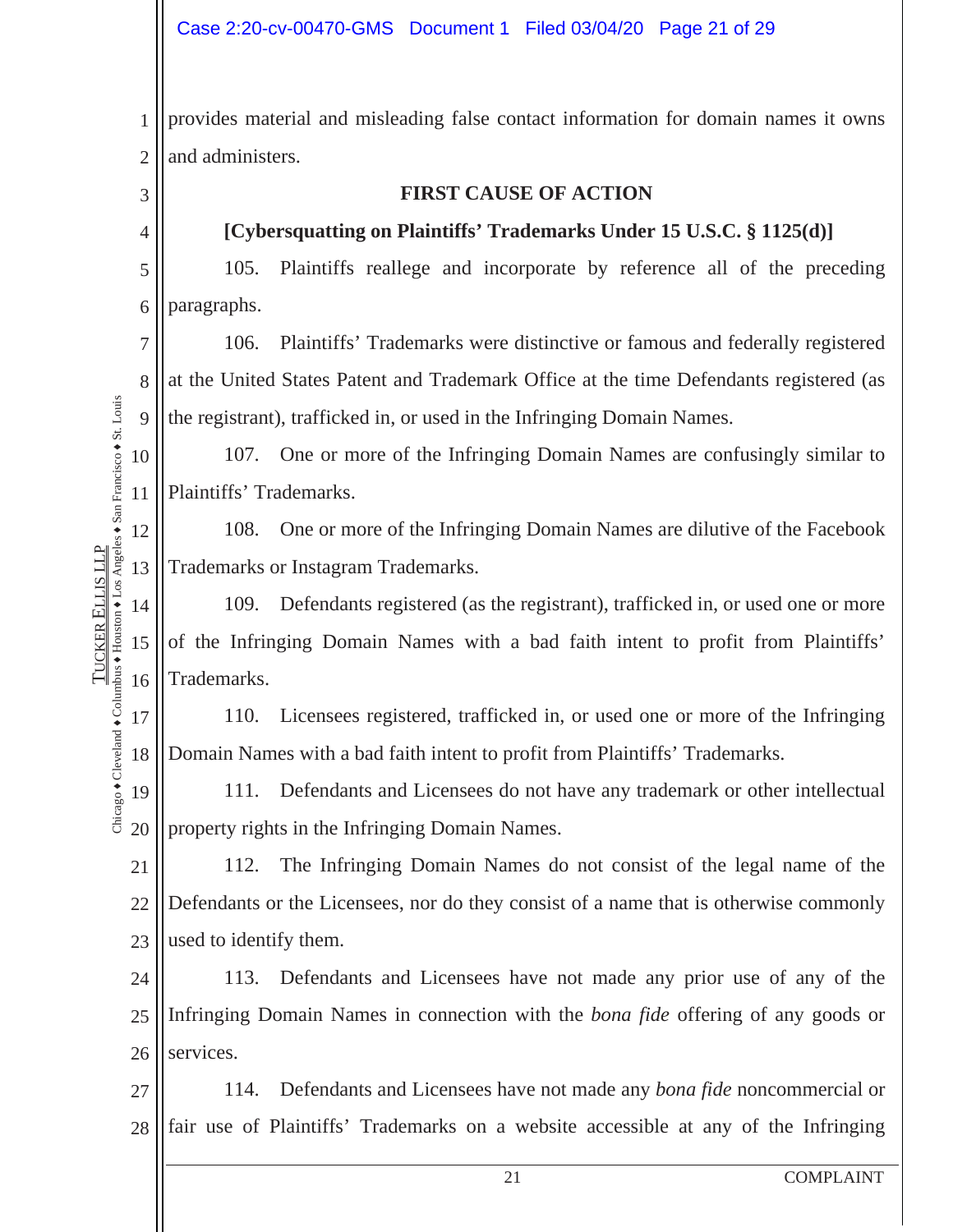provides material and misleading false contact information for domain names it owns and administers.

**FIRST CAUSE OF ACTION**

**[Cybersquatting on Plaintiffs' Trademarks Under 15 U.S.C. § 1125(d)]**

105. Plaintiffs reallege and incorporate by reference all of the preceding paragraphs.

106. Plaintiffs' Trademarks were distinctive or famous and federally registered at the United States Patent and Trademark Office at the time Defendants registered (as the registrant), trafficked in, or used in the Infringing Domain Names.

107. One or more of the Infringing Domain Names are confusingly similar to Plaintiffs' Trademarks.

108. One or more of the Infringing Domain Names are dilutive of the Facebook Trademarks or Instagram Trademarks.

109. Defendants registered (as the registrant), trafficked in, or used one or more of the Infringing Domain Names with a bad faith intent to profit from Plaintiffs' Trademarks.

110. Licensees registered, trafficked in, or used one or more of the Infringing Domain Names with a bad faith intent to profit from Plaintiffs' Trademarks.

111. Defendants and Licensees do not have any trademark or other intellectual property rights in the Infringing Domain Names.

112. The Infringing Domain Names do not consist of the legal name of the Defendants or the Licensees, nor do they consist of a name that is otherwise commonly used to identify them.

113. Defendants and Licensees have not made any prior use of any of the Infringing Domain Names in connection with the *bona fide* offering of any goods or services.

114. Defendants and Licensees have not made any *bona fide* noncommercial or fair use of Plaintiffs' Trademarks on a website accessible at any of the Infringing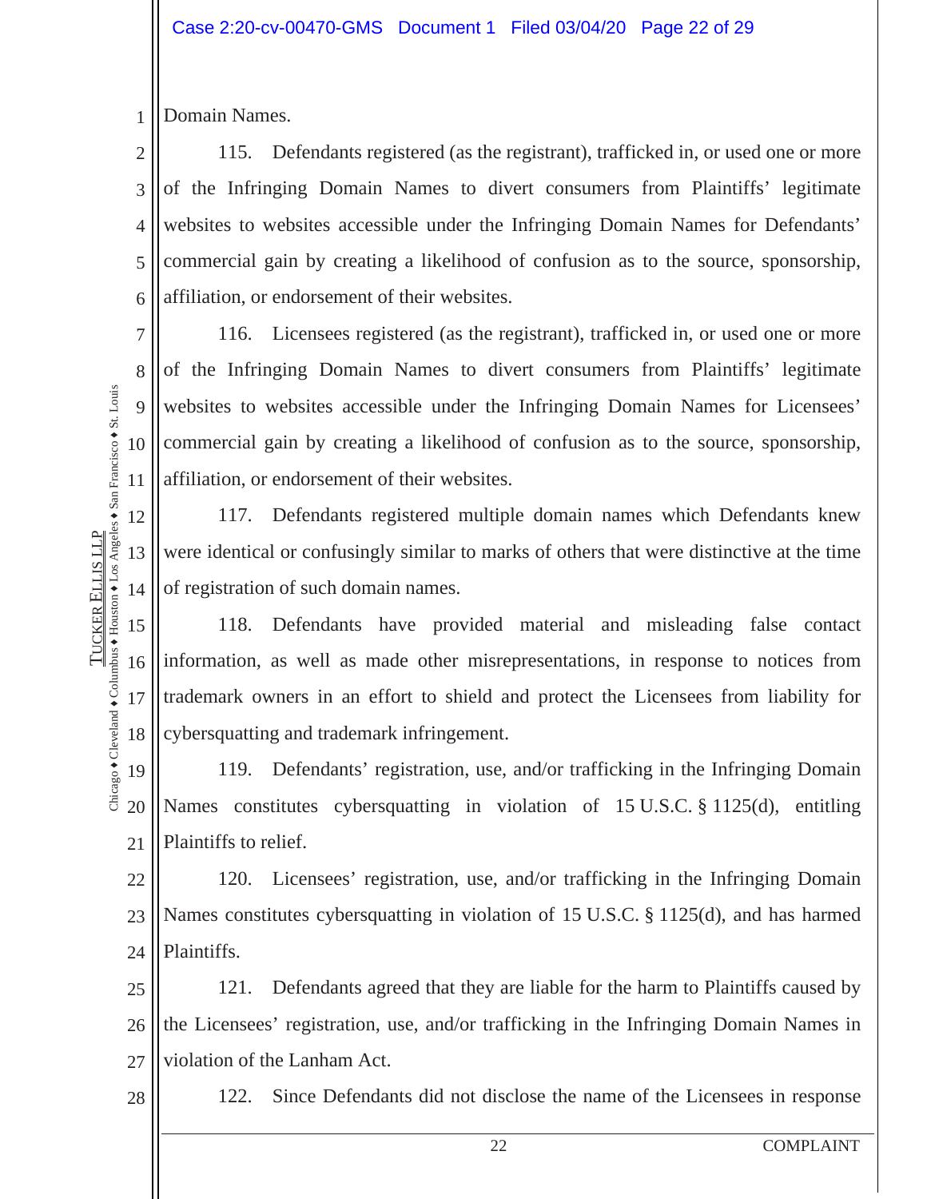Domain Names.

115. Defendants registered (as the registrant), trafficked in, or used one or more of the Infringing Domain Names to divert consumers from Plaintiffs' legitimate websites to websites accessible under the Infringing Domain Names for Defendants' commercial gain by creating a likelihood of confusion as to the source, sponsorship, affiliation, or endorsement of their websites.

116. Licensees registered (as the registrant), trafficked in, or used one or more of the Infringing Domain Names to divert consumers from Plaintiffs' legitimate websites to websites accessible under the Infringing Domain Names for Licensees' commercial gain by creating a likelihood of confusion as to the source, sponsorship, affiliation, or endorsement of their websites.

117. Defendants registered multiple domain names which Defendants knew were identical or confusingly similar to marks of others that were distinctive at the time of registration of such domain names.

118. Defendants have provided material and misleading false contact information, as well as made other misrepresentations, in response to notices from trademark owners in an effort to shield and protect the Licensees from liability for cybersquatting and trademark infringement.

119. Defendants' registration, use, and/or trafficking in the Infringing Domain Names constitutes cybersquatting in violation of 15 U.S.C. § 1125(d), entitling Plaintiffs to relief.

120. Licensees' registration, use, and/or trafficking in the Infringing Domain Names constitutes cybersquatting in violation of 15 U.S.C. § 1125(d), and has harmed Plaintiffs.

121. Defendants agreed that they are liable for the harm to Plaintiffs caused by the Licensees' registration, use, and/or trafficking in the Infringing Domain Names in violation of the Lanham Act.

122. Since Defendants did not disclose the name of the Licensees in response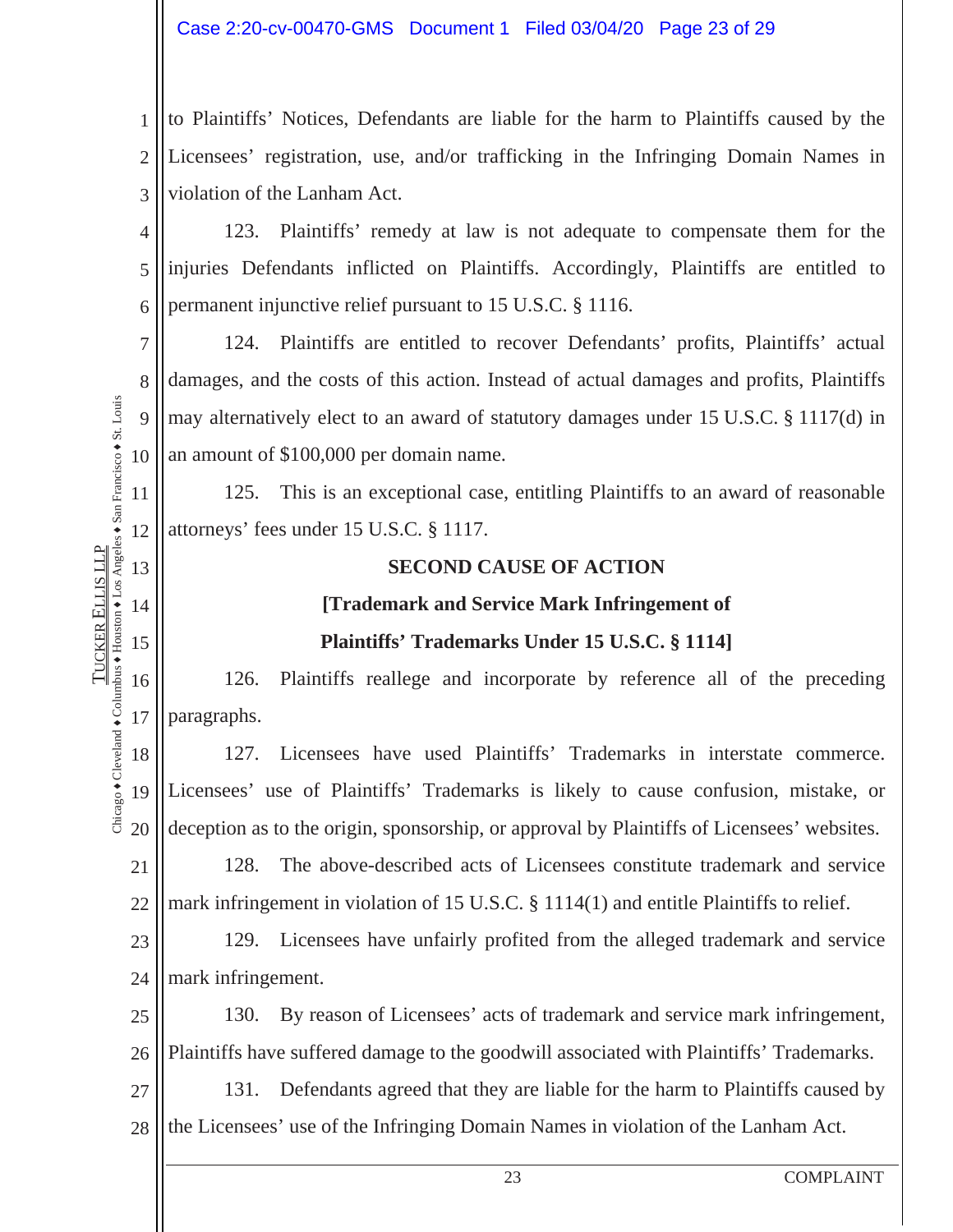to Plaintiffs' Notices, Defendants are liable for the harm to Plaintiffs caused by the Licensees' registration, use, and/or trafficking in the Infringing Domain Names in violation of the Lanham Act.

123. Plaintiffs' remedy at law is not adequate to compensate them for the injuries Defendants inflicted on Plaintiffs. Accordingly, Plaintiffs are entitled to permanent injunctive relief pursuant to 15 U.S.C. § 1116.

124. Plaintiffs are entitled to recover Defendants' profits, Plaintiffs' actual damages, and the costs of this action. Instead of actual damages and profits, Plaintiffs may alternatively elect to an award of statutory damages under 15 U.S.C. § 1117(d) in an amount of $100,000 per domain name.

125. This is an exceptional case, entitling Plaintiffs to an award of reasonable attorneys' fees under 15 U.S.C. § 1117.

**SECOND CAUSE OF ACTION**

**[Trademark and Service Mark Infringement of Plaintiffs' Trademarks Under 15 U.S.C. § 1114]**

126. Plaintiffs reallege and incorporate by reference all of the preceding paragraphs.

127. Licensees have used Plaintiffs' Trademarks in interstate commerce. Licensees' use of Plaintiffs' Trademarks is likely to cause confusion, mistake, or deception as to the origin, sponsorship, or approval by Plaintiffs of Licensees' websites.

128. The above-described acts of Licensees constitute trademark and service mark infringement in violation of 15 U.S.C. § 1114(1) and entitle Plaintiffs to relief.

129. Licensees have unfairly profited from the alleged trademark and service mark infringement.

130. By reason of Licensees' acts of trademark and service mark infringement, Plaintiffs have suffered damage to the goodwill associated with Plaintiffs' Trademarks.

131. Defendants agreed that they are liable for the harm to Plaintiffs caused by the Licensees' use of the Infringing Domain Names in violation of the Lanham Act.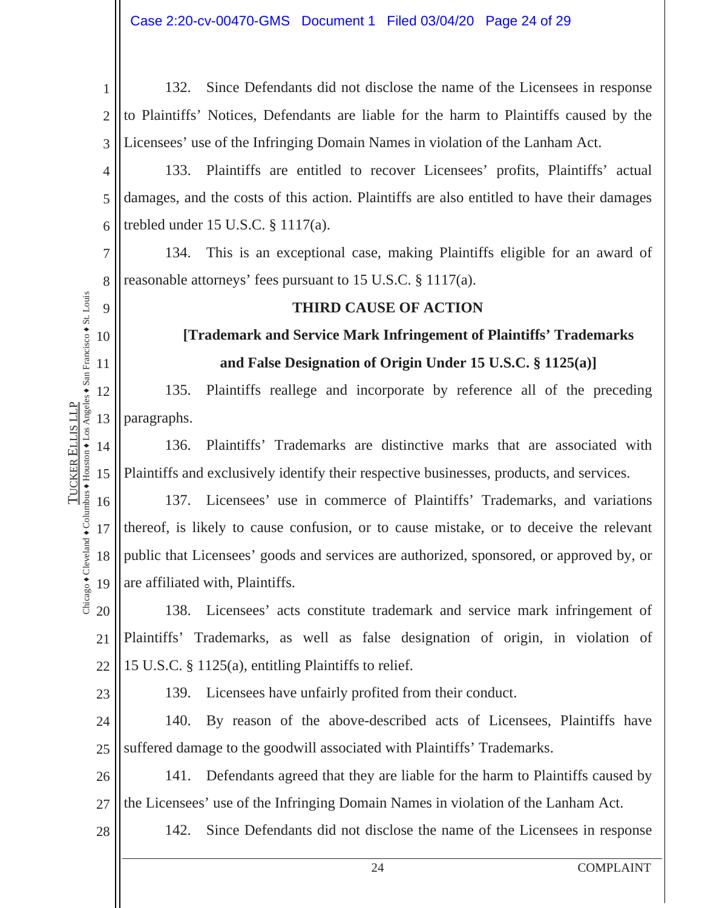132. Since Defendants did not disclose the name of the Licensees in response to Plaintiffs' Notices, Defendants are liable for the harm to Plaintiffs caused by the Licensees' use of the Infringing Domain Names in violation of the Lanham Act.

133. Plaintiffs are entitled to recover Licensees' profits, Plaintiffs' actual damages, and the costs of this action. Plaintiffs are also entitled to have their damages trebled under 15 U.S.C. § 1117(a).

134. This is an exceptional case, making Plaintiffs eligible for an award of reasonable attorneys' fees pursuant to 15 U.S.C. § 1117(a).

**THIRD CAUSE OF ACTION**

**[Trademark and Service Mark Infringement of Plaintiffs' Trademarks and False Designation of Origin Under 15 U.S.C. § 1125(a)]**

135. Plaintiffs reallege and incorporate by reference all of the preceding paragraphs.

136. Plaintiffs' Trademarks are distinctive marks that are associated with Plaintiffs and exclusively identify their respective businesses, products, and services.

137. Licensees' use in commerce of Plaintiffs' Trademarks, and variations thereof, is likely to cause confusion, or to cause mistake, or to deceive the relevant public that Licensees' goods and services are authorized, sponsored, or approved by, or are affiliated with, Plaintiffs.

138. Licensees' acts constitute trademark and service mark infringement of Plaintiffs' Trademarks, as well as false designation of origin, in violation of 15 U.S.C. § 1125(a), entitling Plaintiffs to relief.

139. Licensees have unfairly profited from their conduct.

140. By reason of the above-described acts of Licensees, Plaintiffs have suffered damage to the goodwill associated with Plaintiffs' Trademarks.

141. Defendants agreed that they are liable for the harm to Plaintiffs caused by the Licensees' use of the Infringing Domain Names in violation of the Lanham Act.

142. Since Defendants did not disclose the name of the Licensees in response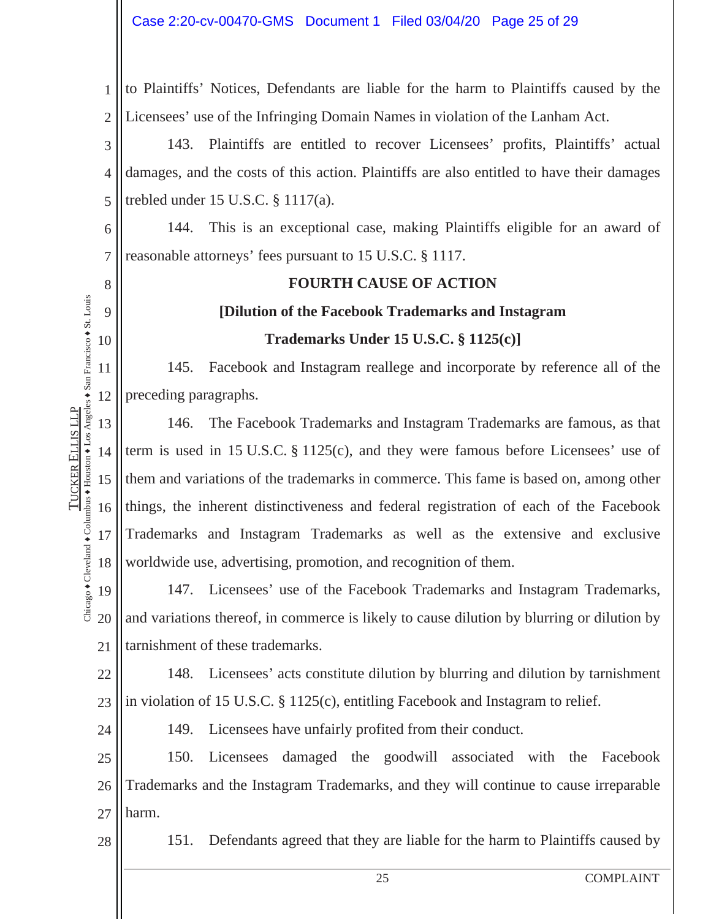to Plaintiffs' Notices, Defendants are liable for the harm to Plaintiffs caused by the Licensees' use of the Infringing Domain Names in violation of the Lanham Act.

143. Plaintiffs are entitled to recover Licensees' profits, Plaintiffs' actual damages, and the costs of this action. Plaintiffs are also entitled to have their damages trebled under 15 U.S.C. § 1117(a).

144. This is an exceptional case, making Plaintiffs eligible for an award of reasonable attorneys' fees pursuant to 15 U.S.C. § 1117.

**FOURTH CAUSE OF ACTION**

**[Dilution of the Facebook Trademarks and Instagram Trademarks Under 15 U.S.C. § 1125(c)]**

145. Facebook and Instagram reallege and incorporate by reference all of the preceding paragraphs.

146. The Facebook Trademarks and Instagram Trademarks are famous, as that term is used in 15 U.S.C. § 1125(c), and they were famous before Licensees' use of them and variations of the trademarks in commerce. This fame is based on, among other things, the inherent distinctiveness and federal registration of each of the Facebook Trademarks and Instagram Trademarks as well as the extensive and exclusive worldwide use, advertising, promotion, and recognition of them.

147. Licensees' use of the Facebook Trademarks and Instagram Trademarks, and variations thereof, in commerce is likely to cause dilution by blurring or dilution by tarnishment of these trademarks.

148. Licensees' acts constitute dilution by blurring and dilution by tarnishment in violation of 15 U.S.C. § 1125(c), entitling Facebook and Instagram to relief.

149. Licensees have unfairly profited from their conduct.

150. Licensees damaged the goodwill associated with the Facebook Trademarks and the Instagram Trademarks, and they will continue to cause irreparable harm.

151. Defendants agreed that they are liable for the harm to Plaintiffs caused by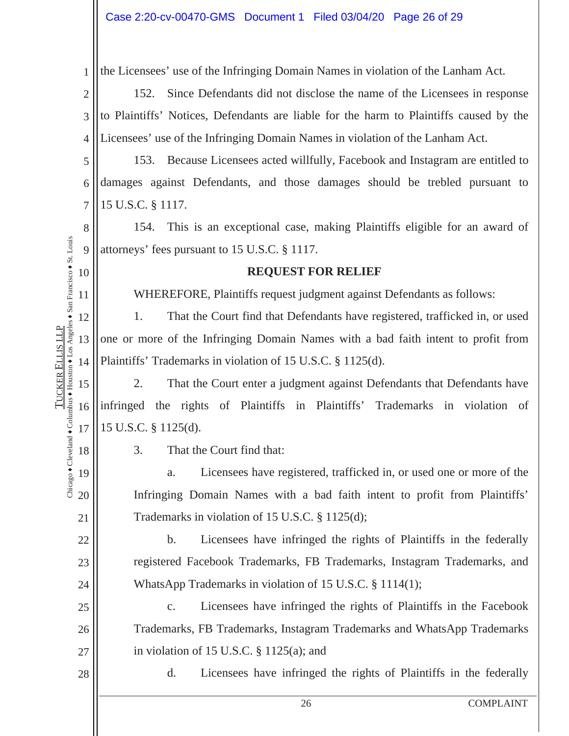the Licensees' use of the Infringing Domain Names in violation of the Lanham Act.

152. Since Defendants did not disclose the name of the Licensees in response to Plaintiffs' Notices, Defendants are liable for the harm to Plaintiffs caused by the Licensees' use of the Infringing Domain Names in violation of the Lanham Act.

153. Because Licensees acted willfully, Facebook and Instagram are entitled to damages against Defendants, and those damages should be trebled pursuant to 15 U.S.C. § 1117.

154. This is an exceptional case, making Plaintiffs eligible for an award of attorneys' fees pursuant to 15 U.S.C. § 1117.

**REQUEST FOR RELIEF**

WHEREFORE, Plaintiffs request judgment against Defendants as follows:

1. That the Court find that Defendants have registered, trafficked in, or used one or more of the Infringing Domain Names with a bad faith intent to profit from Plaintiffs' Trademarks in violation of 15 U.S.C. § 1125(d).

2. That the Court enter a judgment against Defendants that Defendants have infringed the rights of Plaintiffs in Plaintiffs' Trademarks in violation of 15 U.S.C. § 1125(d).

3. That the Court find that:

   a. Licensees have registered, trafficked in, or used one or more of the Infringing Domain Names with a bad faith intent to profit from Plaintiffs' Trademarks in violation of 15 U.S.C. § 1125(d);

   b. Licensees have infringed the rights of Plaintiffs in the federally registered Facebook Trademarks, FB Trademarks, Instagram Trademarks, and WhatsApp Trademarks in violation of 15 U.S.C. § 1114(1);

   c. Licensees have infringed the rights of Plaintiffs in the Facebook Trademarks, FB Trademarks, Instagram Trademarks and WhatsApp Trademarks in violation of 15 U.S.C. § 1125(a); and

   d. Licensees have infringed the rights of Plaintiffs in the federally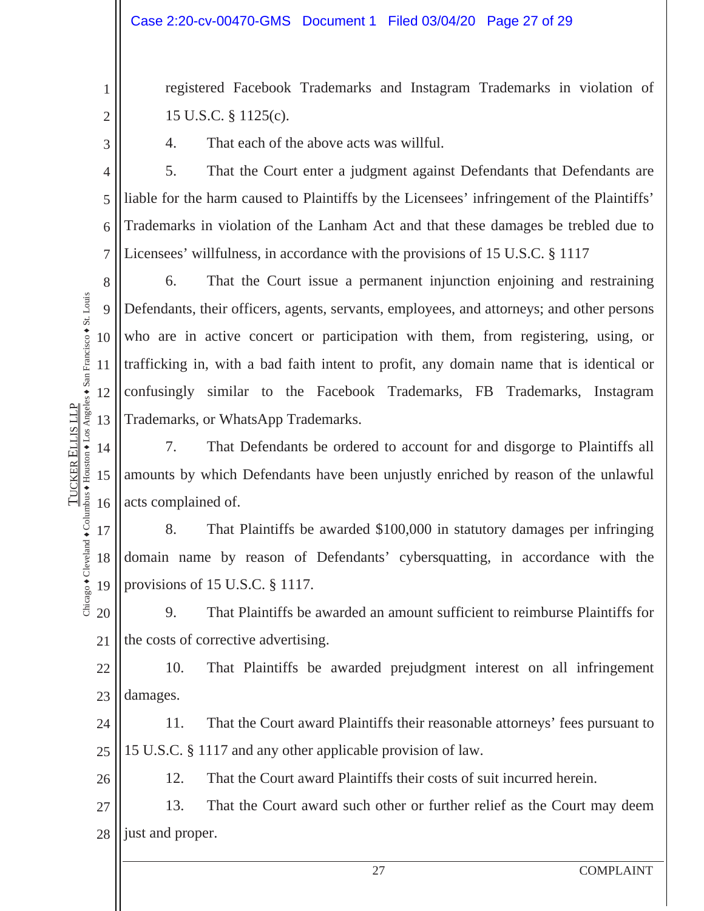registered Facebook Trademarks and Instagram Trademarks in violation of 15 U.S.C. § 1125(c).

4. That each of the above acts was willful.

5. That the Court enter a judgment against Defendants that Defendants are liable for the harm caused to Plaintiffs by the Licensees' infringement of the Plaintiffs' Trademarks in violation of the Lanham Act and that these damages be trebled due to Licensees' willfulness, in accordance with the provisions of 15 U.S.C. § 1117

6. That the Court issue a permanent injunction enjoining and restraining Defendants, their officers, agents, servants, employees, and attorneys; and other persons who are in active concert or participation with them, from registering, using, or trafficking in, with a bad faith intent to profit, any domain name that is identical or confusingly similar to the Facebook Trademarks, FB Trademarks, Instagram Trademarks, or WhatsApp Trademarks.

7. That Defendants be ordered to account for and disgorge to Plaintiffs all amounts by which Defendants have been unjustly enriched by reason of the unlawful acts complained of.

8. That Plaintiffs be awarded $100,000 in statutory damages per infringing domain name by reason of Defendants' cybersquatting, in accordance with the provisions of 15 U.S.C. § 1117.

9. That Plaintiffs be awarded an amount sufficient to reimburse Plaintiffs for the costs of corrective advertising.

10. That Plaintiffs be awarded prejudgment interest on all infringement damages.

11. That the Court award Plaintiffs their reasonable attorneys' fees pursuant to 15 U.S.C. § 1117 and any other applicable provision of law.

12. That the Court award Plaintiffs their costs of suit incurred herein.

13. That the Court award such other or further relief as the Court may deem just and proper.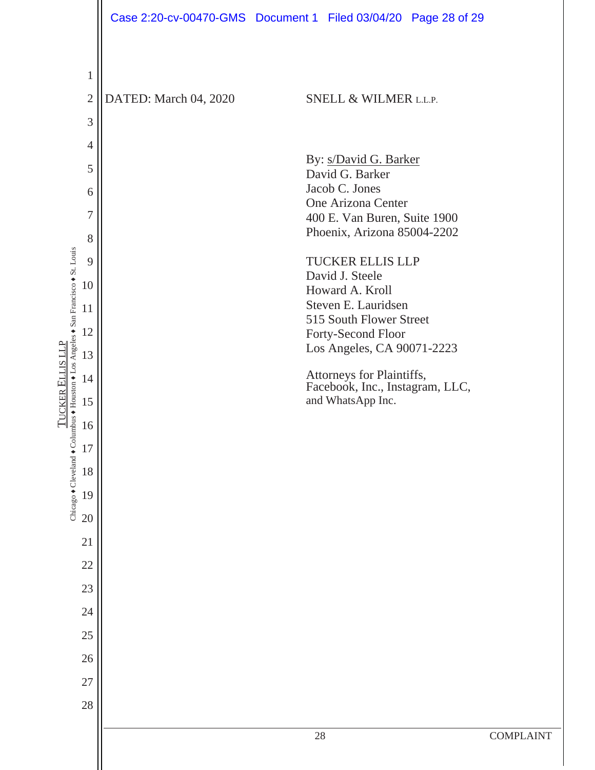DATED: March 04, 2020

SNELL & WILMER L.L.P.

By: s/David G. Barker
David G. Barker
Jacob C. Jones
One Arizona Center
400 E. Van Buren, Suite 1900
Phoenix, Arizona 85004-2202

TUCKER ELLIS LLP
David J. Steele
Howard A. Kroll
Steven E. Lauridsen
515 South Flower Street
Forty-Second Floor
Los Angeles, CA 90071-2223

Attorneys for Plaintiffs,
Facebook, Inc., Instagram, LLC,
and WhatsApp Inc.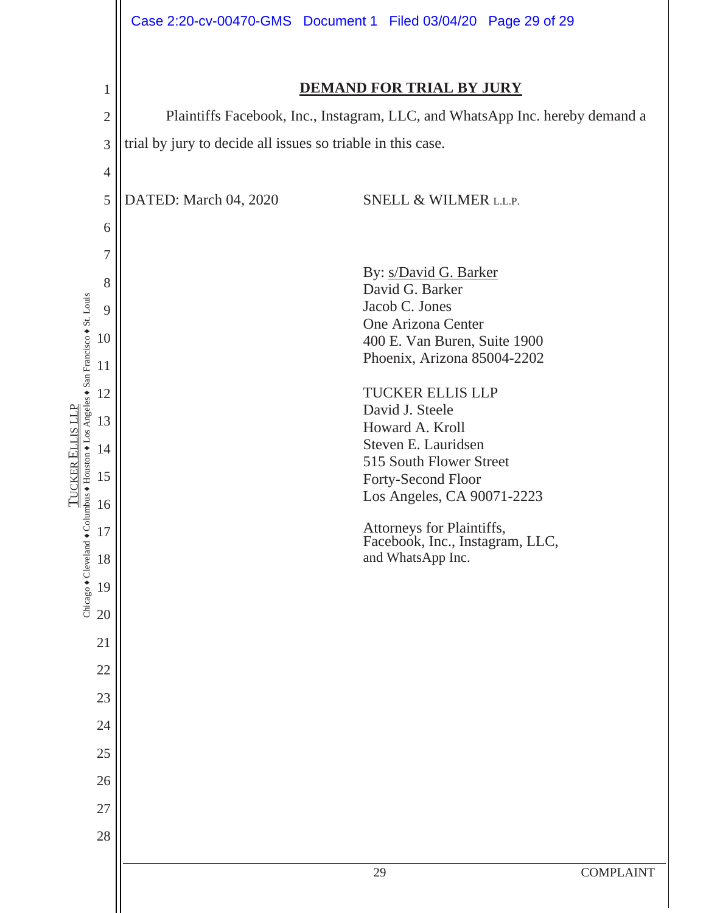## DEMAND FOR TRIAL BY JURY

Plaintiffs Facebook, Inc., Instagram, LLC, and WhatsApp Inc. hereby demand a trial by jury to decide all issues so triable in this case.

DATED: March 04, 2020

SNELL & WILMER L.L.P.

By: s/David G. Barker
David G. Barker
Jacob C. Jones
One Arizona Center
400 E. Van Buren, Suite 1900
Phoenix, Arizona 85004-2202

TUCKER ELLIS LLP
David J. Steele
Howard A. Kroll
Steven E. Lauridsen
515 South Flower Street
Forty-Second Floor
Los Angeles, CA 90071-2223

Attorneys for Plaintiffs,
Facebook, Inc., Instagram, LLC,
and WhatsApp Inc.